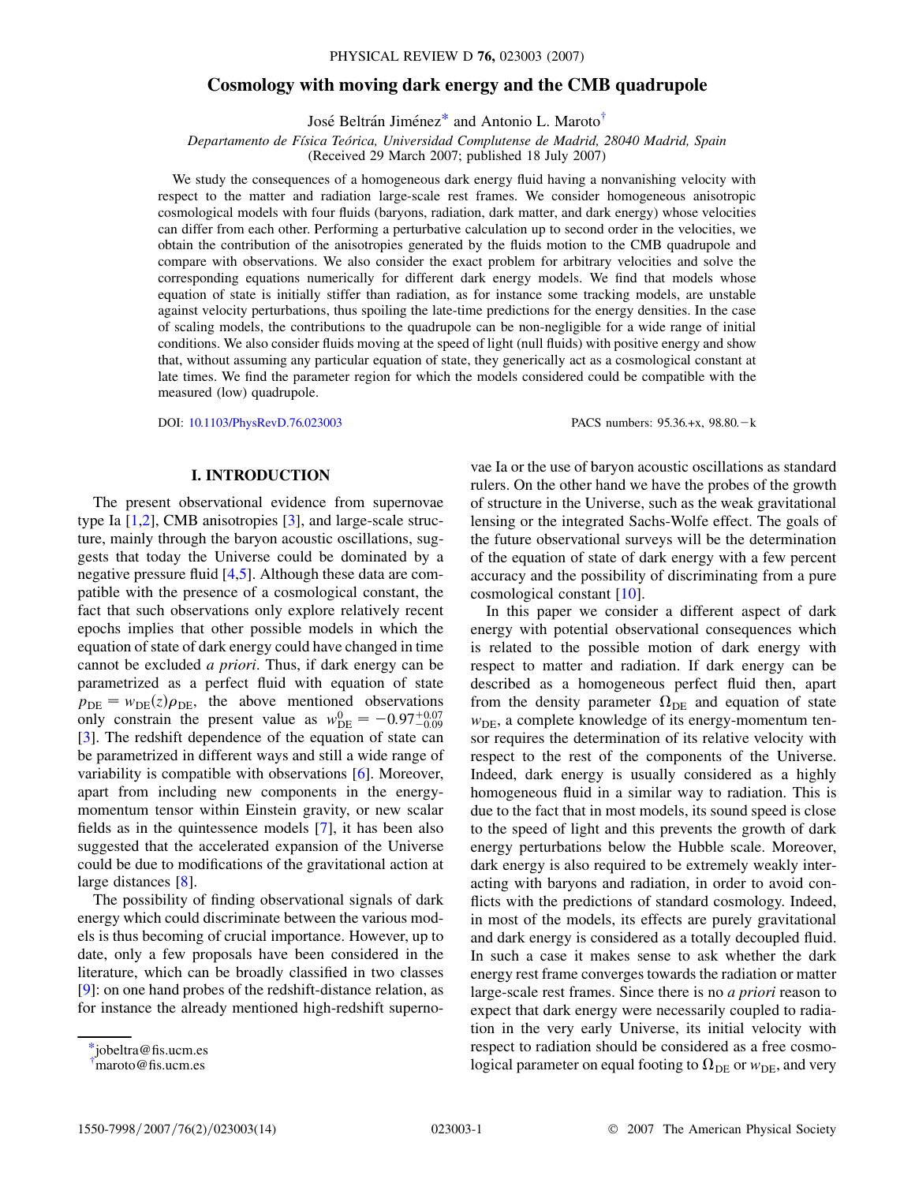# Cosmology with moving dark energy and the CMB quadrupole

José Beltrán Jiménez* and Antonio L. Maroto†

*Departamento de Física Teórica, Universidad Complutense de Madrid, 28040 Madrid, Spain*
(Received 29 March 2007; published 18 July 2007)

We study the consequences of a homogeneous dark energy fluid having a nonvanishing velocity with respect to the matter and radiation large-scale rest frames. We consider homogeneous anisotropic cosmological models with four fluids (baryons, radiation, dark matter, and dark energy) whose velocities can differ from each other. Performing a perturbative calculation up to second order in the velocities, we obtain the contribution of the anisotropies generated by the fluids motion to the CMB quadrupole and compare with observations. We also consider the exact problem for arbitrary velocities and solve the corresponding equations numerically for different dark energy models. We find that models whose equation of state is initially stiffer than radiation, as for instance some tracking models, are unstable against velocity perturbations, thus spoiling the late-time predictions for the energy densities. In the case of scaling models, the contributions to the quadrupole can be non-negligible for a wide range of initial conditions. We also consider fluids moving at the speed of light (null fluids) with positive energy and show that, without assuming any particular equation of state, they generically act as a cosmological constant at late times. We find the parameter region for which the models considered could be compatible with the measured (low) quadrupole.

DOI: 10.1103/PhysRevD.76.023003 PACS numbers: 95.36.+x, 98.80.−k

## I. INTRODUCTION

The present observational evidence from supernovae type Ia [1,2], CMB anisotropies [3], and large-scale structure, mainly through the baryon acoustic oscillations, suggests that today the Universe could be dominated by a negative pressure fluid [4,5]. Although these data are compatible with the presence of a cosmological constant, the fact that such observations only explore relatively recent epochs implies that other possible models in which the equation of state of dark energy could have changed in time cannot be excluded *a priori*. Thus, if dark energy can be parametrized as a perfect fluid with equation of state $p_{\rm DE} = w_{\rm DE}(z)\rho_{\rm DE}$, the above mentioned observations only constrain the present value as $w_{\rm DE}^0 = -0.97^{+0.07}_{-0.09}$ [3]. The redshift dependence of the equation of state can be parametrized in different ways and still a wide range of variability is compatible with observations [6]. Moreover, apart from including new components in the energy-momentum tensor within Einstein gravity, or new scalar fields as in the quintessence models [7], it has been also suggested that the accelerated expansion of the Universe could be due to modifications of the gravitational action at large distances [8].

The possibility of finding observational signals of dark energy which could discriminate between the various models is thus becoming of crucial importance. However, up to date, only a few proposals have been considered in the literature, which can be broadly classified in two classes [9]: on one hand probes of the redshift-distance relation, as for instance the already mentioned high-redshift supernovae Ia or the use of baryon acoustic oscillations as standard rulers. On the other hand we have the probes of the growth of structure in the Universe, such as the weak gravitational lensing or the integrated Sachs-Wolfe effect. The goals of the future observational surveys will be the determination of the equation of state of dark energy with a few percent accuracy and the possibility of discriminating from a pure cosmological constant [10].

In this paper we consider a different aspect of dark energy with potential observational consequences which is related to the possible motion of dark energy with respect to matter and radiation. If dark energy can be described as a homogeneous perfect fluid then, apart from the density parameter $\Omega_{\rm DE}$ and equation of state $w_{\rm DE}$, a complete knowledge of its energy-momentum tensor requires the determination of its relative velocity with respect to the rest of the components of the Universe. Indeed, dark energy is usually considered as a highly homogeneous fluid in a similar way to radiation. This is due to the fact that in most models, its sound speed is close to the speed of light and this prevents the growth of dark energy perturbations below the Hubble scale. Moreover, dark energy is also required to be extremely weakly interacting with baryons and radiation, in order to avoid conflicts with the predictions of standard cosmology. Indeed, in most of the models, its effects are purely gravitational and dark energy is considered as a totally decoupled fluid. In such a case it makes sense to ask whether the dark energy rest frame converges towards the radiation or matter large-scale rest frames. Since there is no *a priori* reason to expect that dark energy were necessarily coupled to radiation in the very early Universe, its initial velocity with respect to radiation should be considered as a free cosmological parameter on equal footing to $\Omega_{\rm DE}$ or $w_{\rm DE}$, and very

*jobeltra@fis.ucm.es
†maroto@fis.ucm.es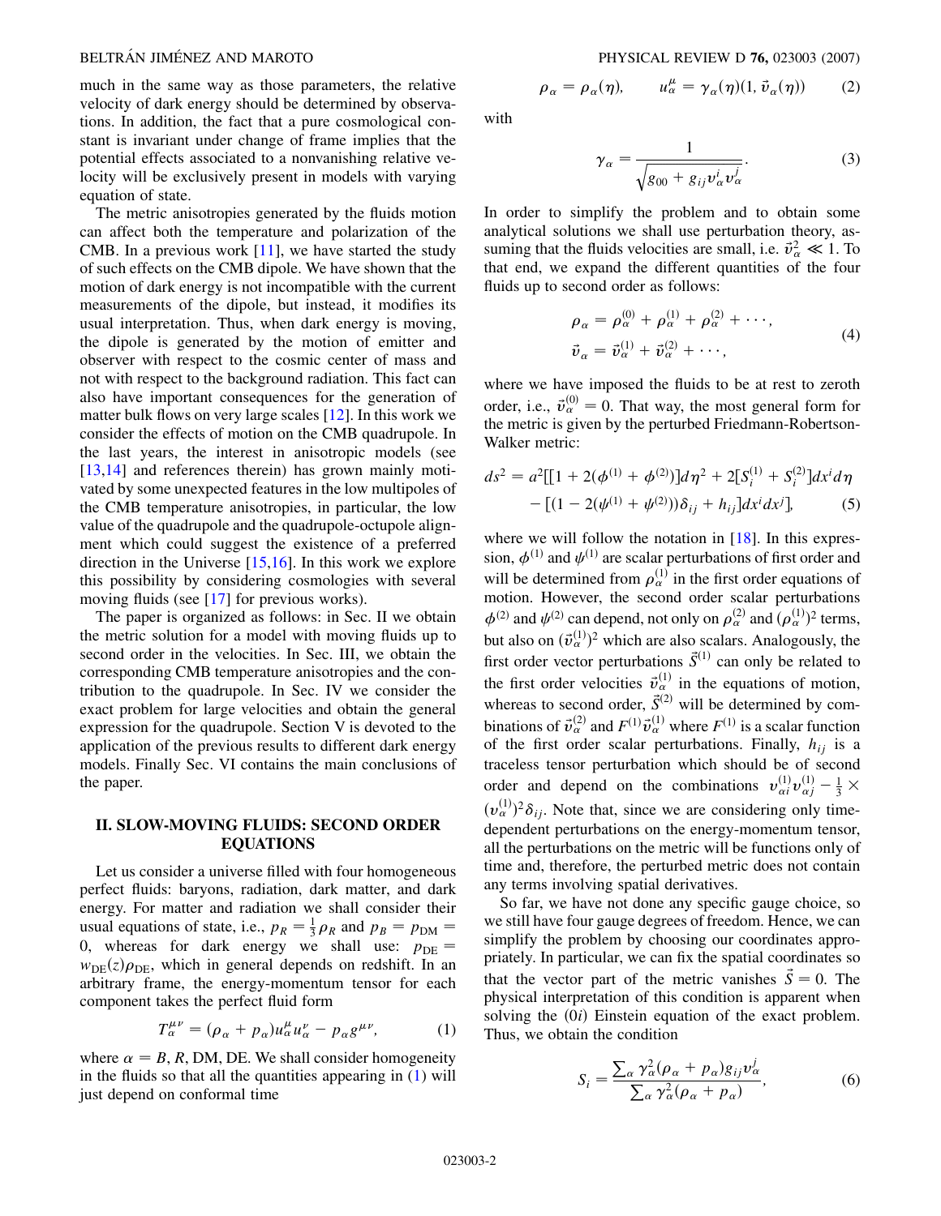much in the same way as those parameters, the relative velocity of dark energy should be determined by observations. In addition, the fact that a pure cosmological constant is invariant under change of frame implies that the potential effects associated to a nonvanishing relative velocity will be exclusively present in models with varying equation of state.

The metric anisotropies generated by the fluids motion can affect both the temperature and polarization of the CMB. In a previous work [11], we have started the study of such effects on the CMB dipole. We have shown that the motion of dark energy is not incompatible with the current measurements of the dipole, but instead, it modifies its usual interpretation. Thus, when dark energy is moving, the dipole is generated by the motion of emitter and observer with respect to the cosmic center of mass and not with respect to the background radiation. This fact can also have important consequences for the generation of matter bulk flows on very large scales [12]. In this work we consider the effects of motion on the CMB quadrupole. In the last years, the interest in anisotropic models (see [13,14] and references therein) has grown mainly motivated by some unexpected features in the low multipoles of the CMB temperature anisotropies, in particular, the low value of the quadrupole and the quadrupole-octupole alignment which could suggest the existence of a preferred direction in the Universe [15,16]. In this work we explore this possibility by considering cosmologies with several moving fluids (see [17] for previous works).

The paper is organized as follows: in Sec. II we obtain the metric solution for a model with moving fluids up to second order in the velocities. In Sec. III, we obtain the corresponding CMB temperature anisotropies and the contribution to the quadrupole. In Sec. IV we consider the exact problem for large velocities and obtain the general expression for the quadrupole. Section V is devoted to the application of the previous results to different dark energy models. Finally Sec. VI contains the main conclusions of the paper.

## II. SLOW-MOVING FLUIDS: SECOND ORDER EQUATIONS

Let us consider a universe filled with four homogeneous perfect fluids: baryons, radiation, dark matter, and dark energy. For matter and radiation we shall consider their usual equations of state, i.e., $p_R = \frac{1}{3}\rho_R$ and $p_B = p_{\rm DM} = 0$, whereas for dark energy we shall use: $p_{\rm DE} = w_{\rm DE}(z)\rho_{\rm DE}$, which in general depends on redshift. In an arbitrary frame, the energy-momentum tensor for each component takes the perfect fluid form

$$T^{\mu\nu}_\alpha = (\rho_\alpha + p_\alpha)u^\mu_\alpha u^\nu_\alpha - p_\alpha g^{\mu\nu}, \tag{1}$$

where $\alpha = B, R, {\rm DM}, {\rm DE}$. We shall consider homogeneity in the fluids so that all the quantities appearing in (1) will just depend on conformal time

$$\rho_\alpha = \rho_\alpha(\eta), \qquad u^\mu_\alpha = \gamma_\alpha(\eta)(1, \vec{v}_\alpha(\eta)) \tag{2}$$

with

$$\gamma_\alpha = \frac{1}{\sqrt{g_{00} + g_{ij}v^i_\alpha v^j_\alpha}}. \tag{3}$$

In order to simplify the problem and to obtain some analytical solutions we shall use perturbation theory, assuming that the fluids velocities are small, i.e. $\vec{v}^2_\alpha \ll 1$. To that end, we expand the different quantities of the four fluids up to second order as follows:

$$\begin{aligned}\rho_\alpha &= \rho^{(0)}_\alpha + \rho^{(1)}_\alpha + \rho^{(2)}_\alpha + \cdots,\\ \vec{v}_\alpha &= \vec{v}^{(1)}_\alpha + \vec{v}^{(2)}_\alpha + \cdots,\end{aligned} \tag{4}$$

where we have imposed the fluids to be at rest to zeroth order, i.e., $\vec{v}^{(0)}_\alpha = 0$. That way, the most general form for the metric is given by the perturbed Friedmann-Robertson-Walker metric:

$$\begin{aligned}ds^2 = a^2[&[1 + 2(\phi^{(1)} + \phi^{(2)})]d\eta^2 + 2[S^{(1)}_i + S^{(2)}_i]dx^i d\eta\\ &- [(1 - 2(\psi^{(1)} + \psi^{(2)}))\delta_{ij} + h_{ij}]dx^i dx^j],\end{aligned} \tag{5}$$

where we will follow the notation in [18]. In this expression, $\phi^{(1)}$ and $\psi^{(1)}$ are scalar perturbations of first order and will be determined from $\rho^{(1)}_\alpha$ in the first order equations of motion. However, the second order scalar perturbations $\phi^{(2)}$ and $\psi^{(2)}$ can depend, not only on $\rho^{(2)}_\alpha$ and $(\rho^{(1)}_\alpha)^2$ terms, but also on $(\vec{v}^{(1)}_\alpha)^2$ which are also scalars. Analogously, the first order vector perturbations $\vec{S}^{(1)}$ can only be related to the first order velocities $\vec{v}^{(1)}_\alpha$ in the equations of motion, whereas to second order, $\vec{S}^{(2)}$ will be determined by combinations of $\vec{v}^{(2)}_\alpha$ and $F^{(1)}\vec{v}^{(1)}_\alpha$ where $F^{(1)}$ is a scalar function of the first order scalar perturbations. Finally, $h_{ij}$ is a traceless tensor perturbation which should be of second order and depend on the combinations $v^{(1)}_{\alpha i}v^{(1)}_{\alpha j} - \frac{1}{3}\times(v^{(1)}_\alpha)^2\delta_{ij}$. Note that, since we are considering only time-dependent perturbations on the energy-momentum tensor, all the perturbations on the metric will be functions only of time and, therefore, the perturbed metric does not contain any terms involving spatial derivatives.

So far, we have not done any specific gauge choice, so we still have four gauge degrees of freedom. Hence, we can simplify the problem by choosing our coordinates appropriately. In particular, we can fix the spatial coordinates so that the vector part of the metric vanishes $\vec{S} = 0$. The physical interpretation of this condition is apparent when solving the $(0i)$ Einstein equation of the exact problem. Thus, we obtain the condition

$$S_i = \frac{\sum_\alpha \gamma^2_\alpha(\rho_\alpha + p_\alpha)g_{ij}v^j_\alpha}{\sum_\alpha \gamma^2_\alpha(\rho_\alpha + p_\alpha)}, \tag{6}$$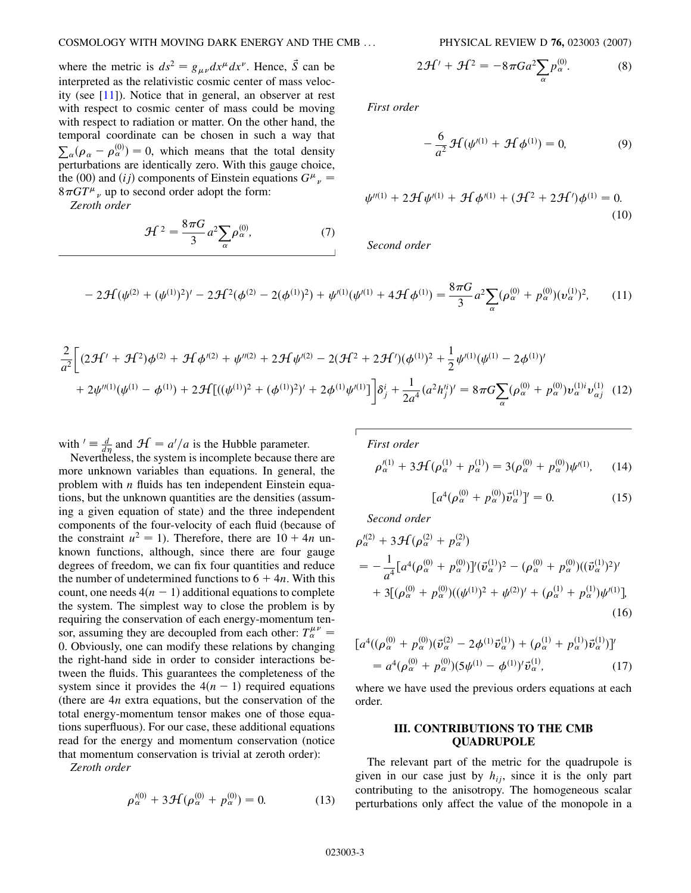where the metric is $ds^2 = g_{\mu\nu}dx^\mu dx^\nu$. Hence, $\vec{S}$ can be interpreted as the relativistic cosmic center of mass velocity (see [11]). Notice that in general, an observer at rest with respect to cosmic center of mass could be moving with respect to radiation or matter. On the other hand, the temporal coordinate can be chosen in such a way that $\sum_\alpha(\rho_\alpha - \rho_\alpha^{(0)}) = 0$, which means that the total density perturbations are identically zero. With this gauge choice, the (00) and $(ij)$ components of Einstein equations $G^\mu{}_\nu = 8\pi G T^\mu{}_\nu$ up to second order adopt the form:

*Zeroth order*

$$\mathcal{H}^2 = \frac{8\pi G}{3} a^2 \sum_\alpha \rho_\alpha^{(0)}, \tag{7}$$

$$2\mathcal{H}' + \mathcal{H}^2 = -8\pi G a^2 \sum_\alpha p_\alpha^{(0)}. \tag{8}$$

*First order*

$$-\frac{6}{a^2}\mathcal{H}(\psi'^{(1)} + \mathcal{H}\phi^{(1)}) = 0, \tag{9}$$

$$\psi''^{(1)} + 2\mathcal{H}\psi'^{(1)} + \mathcal{H}\phi'^{(1)} + (\mathcal{H}^2 + 2\mathcal{H}')\phi^{(1)} = 0. \tag{10}$$

*Second order*

$$-2\mathcal{H}(\psi^{(2)} + (\psi^{(1)})^2)' - 2\mathcal{H}^2(\phi^{(2)} - 2(\phi^{(1)})^2) + \psi'^{(1)}(\psi'^{(1)} + 4\mathcal{H}\phi^{(1)}) = \frac{8\pi G}{3} a^2 \sum_\alpha (\rho_\alpha^{(0)} + p_\alpha^{(0)})(v_\alpha^{(1)})^2, \tag{11}$$

$$\frac{2}{a^2}\bigg[(2\mathcal{H}' + \mathcal{H}^2)\phi^{(2)} + \mathcal{H}\phi'^{(2)} + \psi''^{(2)} + 2\mathcal{H}\psi'^{(2)} - 2(\mathcal{H}^2 + 2\mathcal{H}')(\phi^{(1)})^2 + \frac{1}{2}\psi'^{(1)}(\psi^{(1)} - 2\phi^{(1)})' + 2\psi''^{(1)}(\psi^{(1)} - \phi^{(1)}) + 2\mathcal{H}[((\psi^{(1)})^2 + (\phi^{(1)})^2)' + 2\phi^{(1)}\psi'^{(1)}]\bigg]\delta^i_j + \frac{1}{2a^4}(a^2 h'^i_j)' = 8\pi G \sum_\alpha (\rho_\alpha^{(0)} + p_\alpha^{(0)}) v_\alpha^{(1)i} v_{\alpha j}^{(1)} \tag{12}$$

with $' \equiv \frac{d}{d\eta}$ and $\mathcal{H} = a'/a$ is the Hubble parameter.

Nevertheless, the system is incomplete because there are more unknown variables than equations. In general, the problem with $n$ fluids has ten independent Einstein equations, but the unknown quantities are the densities (assuming a given equation of state) and the three independent components of the four-velocity of each fluid (because of the constraint $u^2 = 1$). Therefore, there are $10 + 4n$ unknown functions, although, since there are four gauge degrees of freedom, we can fix four quantities and reduce the number of undetermined functions to $6 + 4n$. With this count, one needs $4(n - 1)$ additional equations to complete the system. The simplest way to close the problem is by requiring the conservation of each energy-momentum tensor, assuming they are decoupled from each other: $T^{\mu\nu}_{\alpha} = 0$. Obviously, one can modify these relations by changing the right-hand side in order to consider interactions between the fluids. This guarantees the completeness of the system since it provides the $4(n - 1)$ required equations (there are $4n$ extra equations, but the conservation of the total energy-momentum tensor makes one of those equations superfluous). For our case, these additional equations read for the energy and momentum conservation (notice that momentum conservation is trivial at zeroth order):

*Zeroth order*

$$\rho_\alpha'^{(0)} + 3\mathcal{H}(\rho_\alpha^{(0)} + p_\alpha^{(0)}) = 0. \tag{13}$$

*First order*

$$\rho_\alpha'^{(1)} + 3\mathcal{H}(\rho_\alpha^{(1)} + p_\alpha^{(1)}) = 3(\rho_\alpha^{(0)} + p_\alpha^{(0)})\psi'^{(1)}, \tag{14}$$

$$[a^4(\rho_\alpha^{(0)} + p_\alpha^{(0)})\vec{v}_\alpha^{(1)}]' = 0. \tag{15}$$

*Second order*

$$\begin{aligned}
\rho_\alpha'^{(2)} &+ 3\mathcal{H}(\rho_\alpha^{(2)} + p_\alpha^{(2)}) \\
&= -\frac{1}{a^4}[a^4(\rho_\alpha^{(0)} + p_\alpha^{(0)})]'(\vec{v}_\alpha^{(1)})^2 - (\rho_\alpha^{(0)} + p_\alpha^{(0)})((\vec{v}_\alpha^{(1)})^2)' \\
&\quad + 3[(\rho_\alpha^{(0)} + p_\alpha^{(0)})((\psi^{(1)})^2 + \psi^{(2)})' + (\rho_\alpha^{(1)} + p_\alpha^{(1)})\psi'^{(1)}],
\end{aligned} \tag{16}$$

$$\begin{aligned}
&[a^4((\rho_\alpha^{(0)} + p_\alpha^{(0)})(\vec{v}_\alpha^{(2)} - 2\phi^{(1)}\vec{v}_\alpha^{(1)}) + (\rho_\alpha^{(1)} + p_\alpha^{(1)})\vec{v}_\alpha^{(1)})]' \\
&\quad = a^4(\rho_\alpha^{(0)} + p_\alpha^{(0)})(5\psi^{(1)} - \phi^{(1)})'\vec{v}_\alpha^{(1)},
\end{aligned} \tag{17}$$

where we have used the previous orders equations at each order.

## III. CONTRIBUTIONS TO THE CMB QUADRUPOLE

The relevant part of the metric for the quadrupole is given in our case just by $h_{ij}$, since it is the only part contributing to the anisotropy. The homogeneous scalar perturbations only affect the value of the monopole in a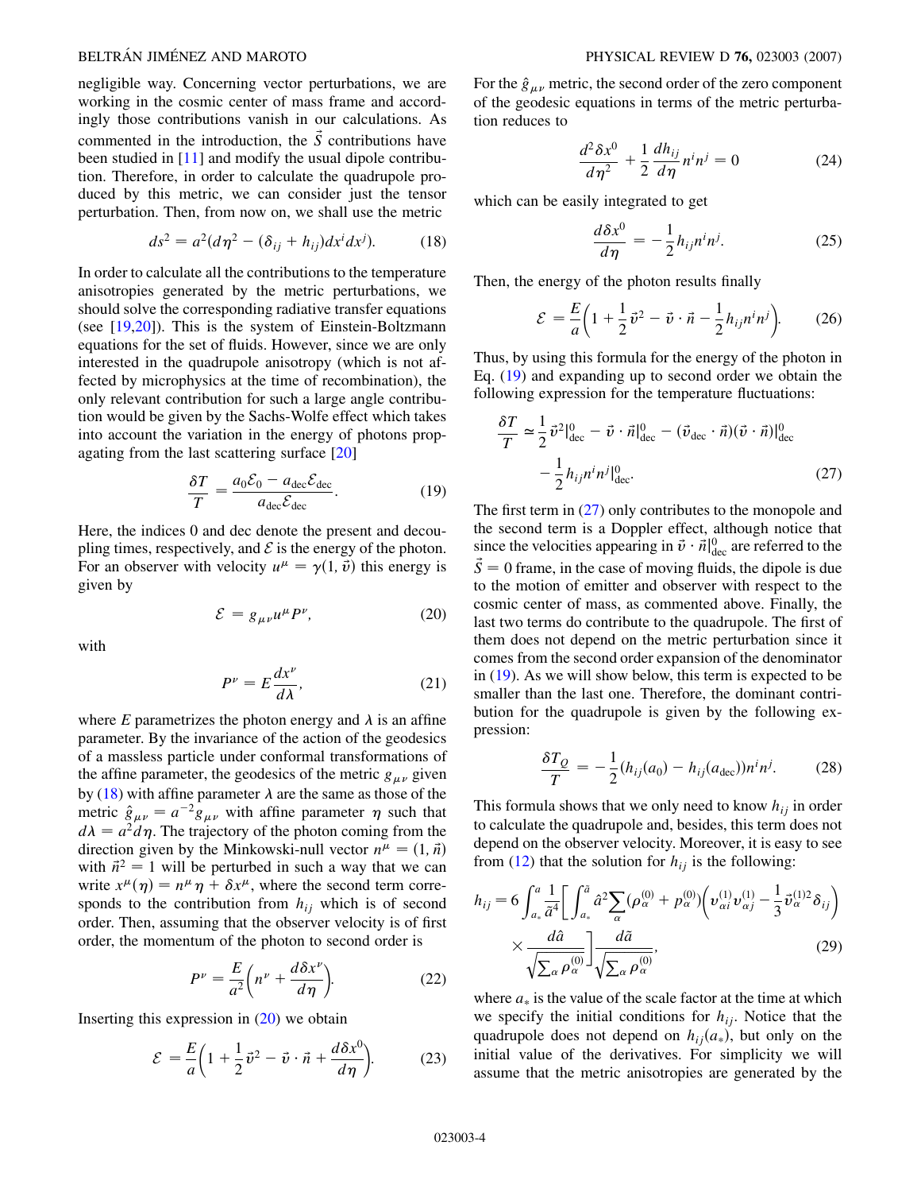negligible way. Concerning vector perturbations, we are working in the cosmic center of mass frame and accordingly those contributions vanish in our calculations. As commented in the introduction, the $\vec{S}$ contributions have been studied in [11] and modify the usual dipole contribution. Therefore, in order to calculate the quadrupole produced by this metric, we can consider just the tensor perturbation. Then, from now on, we shall use the metric

$$ds^2 = a^2(d\eta^2 - (\delta_{ij} + h_{ij})dx^i dx^j). \tag{18}$$

In order to calculate all the contributions to the temperature anisotropies generated by the metric perturbations, we should solve the corresponding radiative transfer equations (see [19,20]). This is the system of Einstein-Boltzmann equations for the set of fluids. However, since we are only interested in the quadrupole anisotropy (which is not affected by microphysics at the time of recombination), the only relevant contribution for such a large angle contribution would be given by the Sachs-Wolfe effect which takes into account the variation in the energy of photons propagating from the last scattering surface [20]

$$\frac{\delta T}{T} = \frac{a_0 \mathcal{E}_0 - a_{\rm dec}\mathcal{E}_{\rm dec}}{a_{\rm dec}\mathcal{E}_{\rm dec}}. \tag{19}$$

Here, the indices 0 and dec denote the present and decoupling times, respectively, and $\mathcal{E}$ is the energy of the photon. For an observer with velocity $u^\mu = \gamma(1, \vec{v})$ this energy is given by

$$\mathcal{E} = g_{\mu\nu}u^\mu P^\nu, \tag{20}$$

with

$$P^\nu = E\frac{dx^\nu}{d\lambda}, \tag{21}$$

where $E$ parametrizes the photon energy and $\lambda$ is an affine parameter. By the invariance of the action of the geodesics of a massless particle under conformal transformations of the affine parameter, the geodesics of the metric $g_{\mu\nu}$ given by (18) with affine parameter $\lambda$ are the same as those of the metric $\hat{g}_{\mu\nu} = a^{-2}g_{\mu\nu}$ with affine parameter $\eta$ such that $d\lambda = a^2 d\eta$. The trajectory of the photon coming from the direction given by the Minkowski-null vector $n^\mu = (1, \vec{n})$ with $\vec{n}^2 = 1$ will be perturbed in such a way that we can write $x^\mu(\eta) = n^\mu \eta + \delta x^\mu$, where the second term corresponds to the contribution from $h_{ij}$ which is of second order. Then, assuming that the observer velocity is of first order, the momentum of the photon to second order is

$$P^\nu = \frac{E}{a^2}\left(n^\nu + \frac{d\delta x^\nu}{d\eta}\right). \tag{22}$$

Inserting this expression in (20) we obtain

$$\mathcal{E} = \frac{E}{a}\left(1 + \frac{1}{2}\vec{v}^2 - \vec{v}\cdot\vec{n} + \frac{d\delta x^0}{d\eta}\right). \tag{23}$$

For the $\hat{g}_{\mu\nu}$ metric, the second order of the zero component of the geodesic equations in terms of the metric perturbation reduces to

$$\frac{d^2\delta x^0}{d\eta^2} + \frac{1}{2}\frac{dh_{ij}}{d\eta}n^i n^j = 0 \tag{24}$$

which can be easily integrated to get

$$\frac{d\delta x^0}{d\eta} = -\frac{1}{2}h_{ij}n^i n^j. \tag{25}$$

Then, the energy of the photon results finally

$$\mathcal{E} = \frac{E}{a}\left(1 + \frac{1}{2}\vec{v}^2 - \vec{v}\cdot\vec{n} - \frac{1}{2}h_{ij}n^i n^j\right). \tag{26}$$

Thus, by using this formula for the energy of the photon in Eq. (19) and expanding up to second order we obtain the following expression for the temperature fluctuations:

$$\frac{\delta T}{T} \simeq \frac{1}{2}\vec{v}^2|^0_{\rm dec} - \vec{v}\cdot\vec{n}|^0_{\rm dec} - (\vec{v}_{\rm dec}\cdot\vec{n})(\vec{v}\cdot\vec{n})|^0_{\rm dec} - \frac{1}{2}h_{ij}n^i n^j|^0_{\rm dec}. \tag{27}$$

The first term in (27) only contributes to the monopole and the second term is a Doppler effect, although notice that since the velocities appearing in $\vec{v}\cdot\vec{n}|^0_{\rm dec}$ are referred to the $\vec{S} = 0$ frame, in the case of moving fluids, the dipole is due to the motion of emitter and observer with respect to the cosmic center of mass, as commented above. Finally, the last two terms do contribute to the quadrupole. The first of them does not depend on the metric perturbation since it comes from the second order expansion of the denominator in (19). As we will show below, this term is expected to be smaller than the last one. Therefore, the dominant contribution for the quadrupole is given by the following expression:

$$\frac{\delta T_Q}{T} = -\frac{1}{2}(h_{ij}(a_0) - h_{ij}(a_{\rm dec}))n^i n^j. \tag{28}$$

This formula shows that we only need to know $h_{ij}$ in order to calculate the quadrupole and, besides, this term does not depend on the observer velocity. Moreover, it is easy to see from (12) that the solution for $h_{ij}$ is the following:

$$h_{ij} = 6\int_{a_*}^{a}\frac{1}{\tilde{a}^4}\left[\int_{a_*}^{\tilde{a}}\hat{a}^2\sum_\alpha(\rho_\alpha^{(0)} + p_\alpha^{(0)})\left(v_{\alpha i}^{(1)}v_{\alpha j}^{(1)} - \frac{1}{3}\vec{v}_\alpha^{(1)2}\delta_{ij}\right)\times\frac{d\hat{a}}{\sqrt{\sum_\alpha\rho_\alpha^{(0)}}}\right]\frac{d\tilde{a}}{\sqrt{\sum_\alpha\rho_\alpha^{(0)}}}, \tag{29}$$

where $a_*$ is the value of the scale factor at the time at which we specify the initial conditions for $h_{ij}$. Notice that the quadrupole does not depend on $h_{ij}(a_*)$, but only on the initial value of the derivatives. For simplicity we will assume that the metric anisotropies are generated by the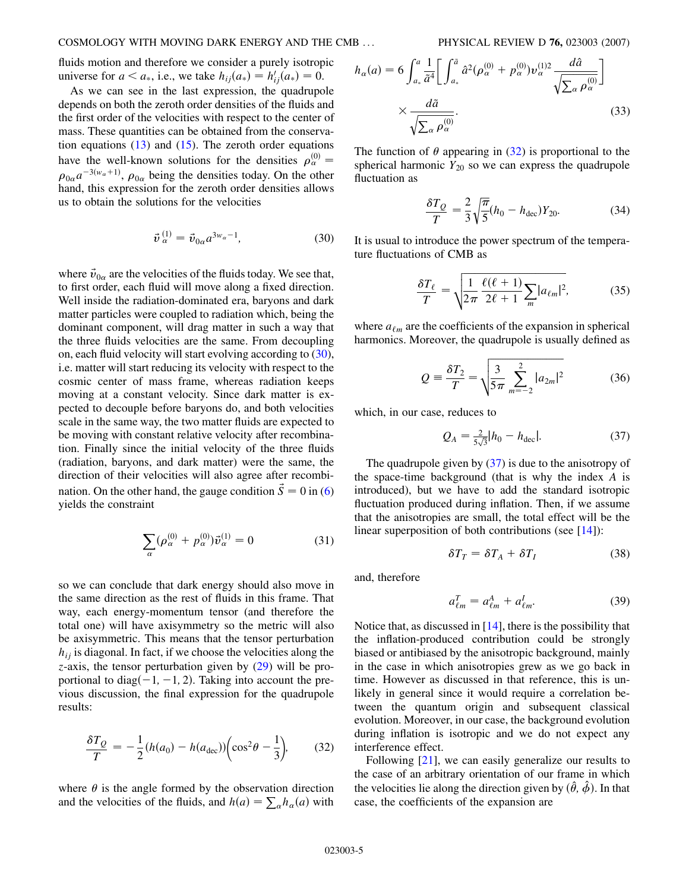fluids motion and therefore we consider a purely isotropic universe for $a < a_*$, i.e., we take $h_{ij}(a_*) = h'_{ij}(a_*) = 0$.

As we can see in the last expression, the quadrupole depends on both the zeroth order densities of the fluids and the first order of the velocities with respect to the center of mass. These quantities can be obtained from the conservation equations (13) and (15). The zeroth order equations have the well-known solutions for the densities $\rho_\alpha^{(0)} = \rho_{0\alpha} a^{-3(w_\alpha+1)}$, $\rho_{0\alpha}$ being the densities today. On the other hand, this expression for the zeroth order densities allows us to obtain the solutions for the velocities

$$\vec{v}_\alpha^{\,(1)} = \vec{v}_{0\alpha} a^{3w_\alpha - 1}, \tag{30}$$

where $\vec{v}_{0\alpha}$ are the velocities of the fluids today. We see that, to first order, each fluid will move along a fixed direction. Well inside the radiation-dominated era, baryons and dark matter particles were coupled to radiation which, being the dominant component, will drag matter in such a way that the three fluids velocities are the same. From decoupling on, each fluid velocity will start evolving according to (30), i.e. matter will start reducing its velocity with respect to the cosmic center of mass frame, whereas radiation keeps moving at a constant velocity. Since dark matter is expected to decouple before baryons do, and both velocities scale in the same way, the two matter fluids are expected to be moving with constant relative velocity after recombination. Finally since the initial velocity of the three fluids (radiation, baryons, and dark matter) were the same, the direction of their velocities will also agree after recombination. On the other hand, the gauge condition $\vec{S} = 0$ in (6) yields the constraint

$$\sum_\alpha (\rho_\alpha^{(0)} + p_\alpha^{(0)}) \vec{v}_\alpha^{\,(1)} = 0 \tag{31}$$

so we can conclude that dark energy should also move in the same direction as the rest of fluids in this frame. That way, each energy-momentum tensor (and therefore the total one) will have axisymmetry so the metric will also be axisymmetric. This means that the tensor perturbation $h_{ij}$ is diagonal. In fact, if we choose the velocities along the $z$-axis, the tensor perturbation given by (29) will be proportional to diag$(-1, -1, 2)$. Taking into account the previous discussion, the final expression for the quadrupole results:

$$\frac{\delta T_Q}{T} = -\frac{1}{2}(h(a_0) - h(a_{\rm dec}))\left(\cos^2\theta - \frac{1}{3}\right), \tag{32}$$

where $\theta$ is the angle formed by the observation direction and the velocities of the fluids, and $h(a) = \sum_\alpha h_\alpha(a)$ with

$$h_\alpha(a) = 6 \int_{a_*}^{a} \frac{1}{\tilde{a}^4} \left[ \int_{a_*}^{\tilde{a}} \hat{a}^2 (\rho_\alpha^{(0)} + p_\alpha^{(0)}) v_\alpha^{(1)2} \frac{d\hat{a}}{\sqrt{\sum_\alpha \rho_\alpha^{(0)}}} \right] \times \frac{d\tilde{a}}{\sqrt{\sum_\alpha \rho_\alpha^{(0)}}}. \tag{33}$$

The function of $\theta$ appearing in (32) is proportional to the spherical harmonic $Y_{20}$ so we can express the quadrupole fluctuation as

$$\frac{\delta T_Q}{T} = \frac{2}{3}\sqrt{\frac{\pi}{5}}(h_0 - h_{\rm dec}) Y_{20}. \tag{34}$$

It is usual to introduce the power spectrum of the temperature fluctuations of CMB as

$$\frac{\delta T_\ell}{T} = \sqrt{\frac{1}{2\pi} \frac{\ell(\ell+1)}{2\ell+1} \sum_m |a_{\ell m}|^2}, \tag{35}$$

where $a_{\ell m}$ are the coefficients of the expansion in spherical harmonics. Moreover, the quadrupole is usually defined as

$$Q \equiv \frac{\delta T_2}{T} = \sqrt{\frac{3}{5\pi} \sum_{m=-2}^{2} |a_{2m}|^2} \tag{36}$$

which, in our case, reduces to

$$Q_A = \frac{2}{5\sqrt{3}} |h_0 - h_{\rm dec}|. \tag{37}$$

The quadrupole given by (37) is due to the anisotropy of the space-time background (that is why the index $A$ is introduced), but we have to add the standard isotropic fluctuation produced during inflation. Then, if we assume that the anisotropies are small, the total effect will be the linear superposition of both contributions (see [14]):

$$\delta T_T = \delta T_A + \delta T_I \tag{38}$$

and, therefore

$$a_{\ell m}^T = a_{\ell m}^A + a_{\ell m}^I. \tag{39}$$

Notice that, as discussed in [14], there is the possibility that the inflation-produced contribution could be strongly biased or antibiased by the anisotropic background, mainly in the case in which anisotropies grew as we go back in time. However as discussed in that reference, this is unlikely in general since it would require a correlation between the quantum origin and subsequent classical evolution. Moreover, in our case, the background evolution during inflation is isotropic and we do not expect any interference effect.

Following [21], we can easily generalize our results to the case of an arbitrary orientation of our frame in which the velocities lie along the direction given by $(\hat{\theta}, \hat{\phi})$. In that case, the coefficients of the expansion are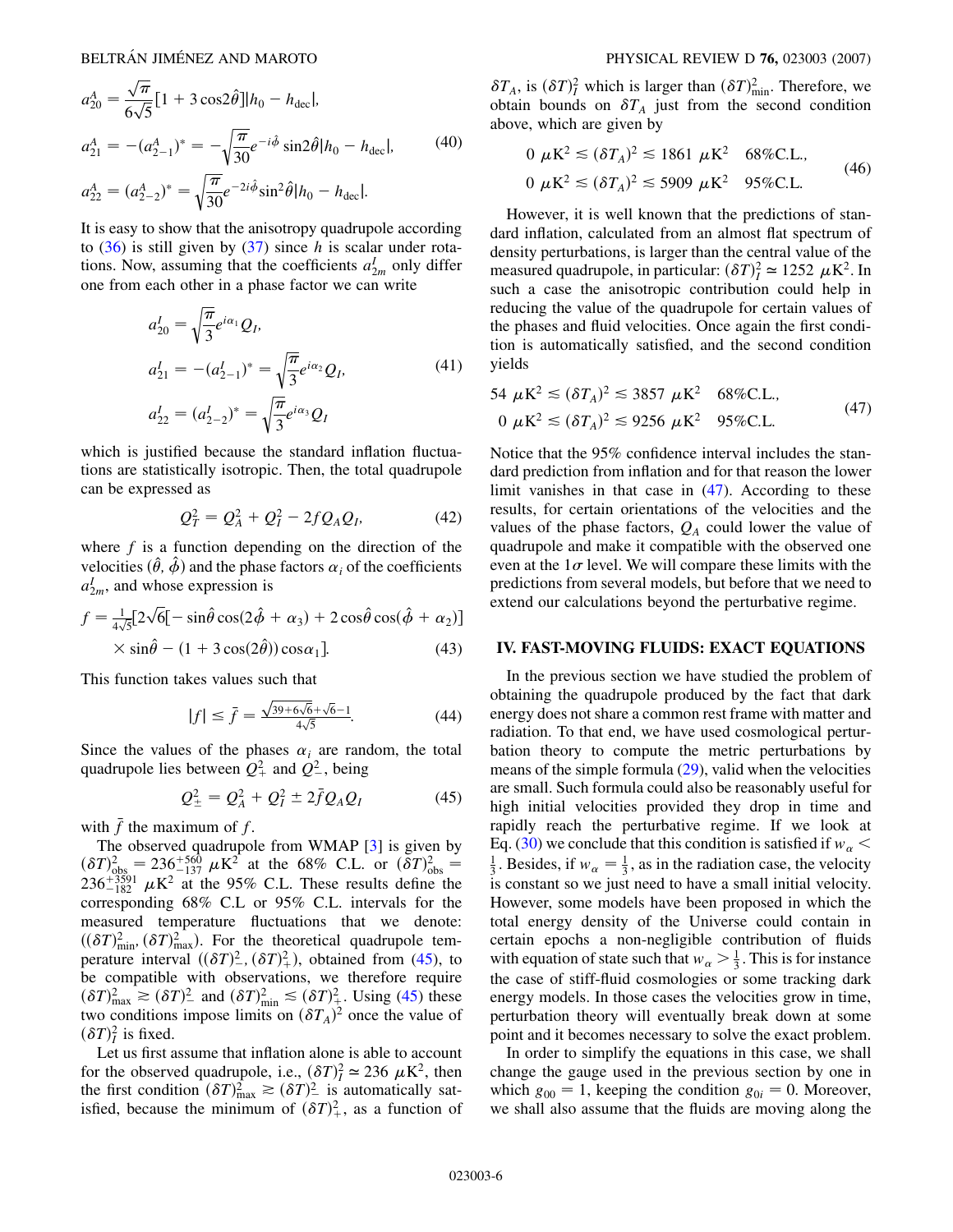$$
\begin{aligned}
a_{20}^{A} &= \frac{\sqrt{\pi}}{6\sqrt{5}}[1 + 3\cos 2\hat{\theta}]|h_0 - h_{\rm dec}|, \\
a_{21}^{A} &= -(a_{2-1}^{A})^* = -\sqrt{\frac{\pi}{30}} e^{-i\hat{\phi}} \sin 2\hat{\theta}|h_0 - h_{\rm dec}|, \\
a_{22}^{A} &= (a_{2-2}^{A})^* = \sqrt{\frac{\pi}{30}} e^{-2i\hat{\phi}} \sin^2\hat{\theta}|h_0 - h_{\rm dec}|.
\end{aligned}
\tag{40}
$$

It is easy to show that the anisotropy quadrupole according to (36) is still given by (37) since $h$ is scalar under rotations. Now, assuming that the coefficients $a_{2m}^I$ only differ one from each other in a phase factor we can write

$$
\begin{aligned}
a_{20}^{I} &= \sqrt{\frac{\pi}{3}} e^{i\alpha_1} Q_I, \\
a_{21}^{I} &= -(a_{2-1}^{I})^* = \sqrt{\frac{\pi}{3}} e^{i\alpha_2} Q_I, \\
a_{22}^{I} &= (a_{2-2}^{I})^* = \sqrt{\frac{\pi}{3}} e^{i\alpha_3} Q_I
\end{aligned}
\tag{41}
$$

which is justified because the standard inflation fluctuations are statistically isotropic. Then, the total quadrupole can be expressed as

$$
Q_T^2 = Q_A^2 + Q_I^2 - 2fQ_AQ_I, \tag{42}
$$

where $f$ is a function depending on the direction of the velocities $(\hat{\theta}, \hat{\phi})$ and the phase factors $\alpha_i$ of the coefficients $a_{2m}^I$, and whose expression is

$$
f = \tfrac{1}{4\sqrt{5}}[2\sqrt{6}[-\sin\hat{\theta}\cos(2\hat{\phi} + \alpha_3) + 2\cos\hat{\theta}\cos(\hat{\phi} + \alpha_2)] \times \sin\hat{\theta} - (1 + 3\cos(2\hat{\theta}))\cos\alpha_1]. \tag{43}
$$

This function takes values such that

$$
|f| \leq \bar{f} = \tfrac{\sqrt{39 + 6\sqrt{6}} + \sqrt{6} - 1}{4\sqrt{5}}. \tag{44}
$$

Since the values of the phases $\alpha_i$ are random, the total quadrupole lies between $Q_+^2$ and $Q_-^2$, being

$$
Q_\pm^2 = Q_A^2 + Q_I^2 \pm 2\bar{f} Q_A Q_I \tag{45}
$$

with $\bar{f}$ the maximum of $f$.

The observed quadrupole from WMAP [3] is given by $(\delta T)^2_{\rm obs} = 236^{+560}_{-137}\ \mu{\rm K}^2$ at the 68% C.L. or $(\delta T)^2_{\rm obs} = 236^{+3591}_{-182}\ \mu{\rm K}^2$ at the 95% C.L. These results define the corresponding 68% C.L or 95% C.L. intervals for the measured temperature fluctuations that we denote: $((\delta T)^2_{\rm min}, (\delta T)^2_{\rm max})$. For the theoretical quadrupole temperature interval $((\delta T)^2_-, (\delta T)^2_+)$, obtained from (45), to be compatible with observations, we therefore require $(\delta T)^2_{\rm max} \gtrsim (\delta T)^2_-$ and $(\delta T)^2_{\rm min} \lesssim (\delta T)^2_+$. Using (45) these two conditions impose limits on $(\delta T_A)^2$ once the value of $(\delta T)^2_I$ is fixed.

Let us first assume that inflation alone is able to account for the observed quadrupole, i.e., $(\delta T)^2_I \simeq 236\ \mu{\rm K}^2$, then the first condition $(\delta T)^2_{\rm max} \gtrsim (\delta T)^2_-$ is automatically satisfied, because the minimum of $(\delta T)^2_+$, as a function of $\delta T_A$, is $(\delta T)^2_I$ which is larger than $(\delta T)^2_{\rm min}$. Therefore, we obtain bounds on $\delta T_A$ just from the second condition above, which are given by

$$
\begin{aligned}
&0\ \mu{\rm K}^2 \lesssim (\delta T_A)^2 \lesssim 1861\ \mu{\rm K}^2 \quad 68\%{\rm C.L.}, \\
&0\ \mu{\rm K}^2 \lesssim (\delta T_A)^2 \lesssim 5909\ \mu{\rm K}^2 \quad 95\%{\rm C.L.}
\end{aligned}
\tag{46}
$$

However, it is well known that the predictions of standard inflation, calculated from an almost flat spectrum of density perturbations, is larger than the central value of the measured quadrupole, in particular: $(\delta T)^2_I \simeq 1252\ \mu{\rm K}^2$. In such a case the anisotropic contribution could help in reducing the value of the quadrupole for certain values of the phases and fluid velocities. Once again the first condition is automatically satisfied, and the second condition yields

$$
\begin{aligned}
&54\ \mu{\rm K}^2 \lesssim (\delta T_A)^2 \lesssim 3857\ \mu{\rm K}^2 \quad 68\%{\rm C.L.}, \\
&0\ \mu{\rm K}^2 \lesssim (\delta T_A)^2 \lesssim 9256\ \mu{\rm K}^2 \quad 95\%{\rm C.L.}
\end{aligned}
\tag{47}
$$

Notice that the 95% confidence interval includes the standard prediction from inflation and for that reason the lower limit vanishes in that case in (47). According to these results, for certain orientations of the velocities and the values of the phase factors, $Q_A$ could lower the value of quadrupole and make it compatible with the observed one even at the $1\sigma$ level. We will compare these limits with the predictions from several models, but before that we need to extend our calculations beyond the perturbative regime.

## IV. FAST-MOVING FLUIDS: EXACT EQUATIONS

In the previous section we have studied the problem of obtaining the quadrupole produced by the fact that dark energy does not share a common rest frame with matter and radiation. To that end, we have used cosmological perturbation theory to compute the metric perturbations by means of the simple formula (29), valid when the velocities are small. Such formula could also be reasonably useful for high initial velocities provided they drop in time and rapidly reach the perturbative regime. If we look at Eq. (30) we conclude that this condition is satisfied if $w_\alpha < \frac{1}{3}$. Besides, if $w_\alpha = \frac{1}{3}$, as in the radiation case, the velocity is constant so we just need to have a small initial velocity. However, some models have been proposed in which the total energy density of the Universe could contain in certain epochs a non-negligible contribution of fluids with equation of state such that $w_\alpha > \frac{1}{3}$. This is for instance the case of stiff-fluid cosmologies or some tracking dark energy models. In those cases the velocities grow in time, perturbation theory will eventually break down at some point and it becomes necessary to solve the exact problem.

In order to simplify the equations in this case, we shall change the gauge used in the previous section by one in which $g_{00} = 1$, keeping the condition $g_{0i} = 0$. Moreover, we shall also assume that the fluids are moving along the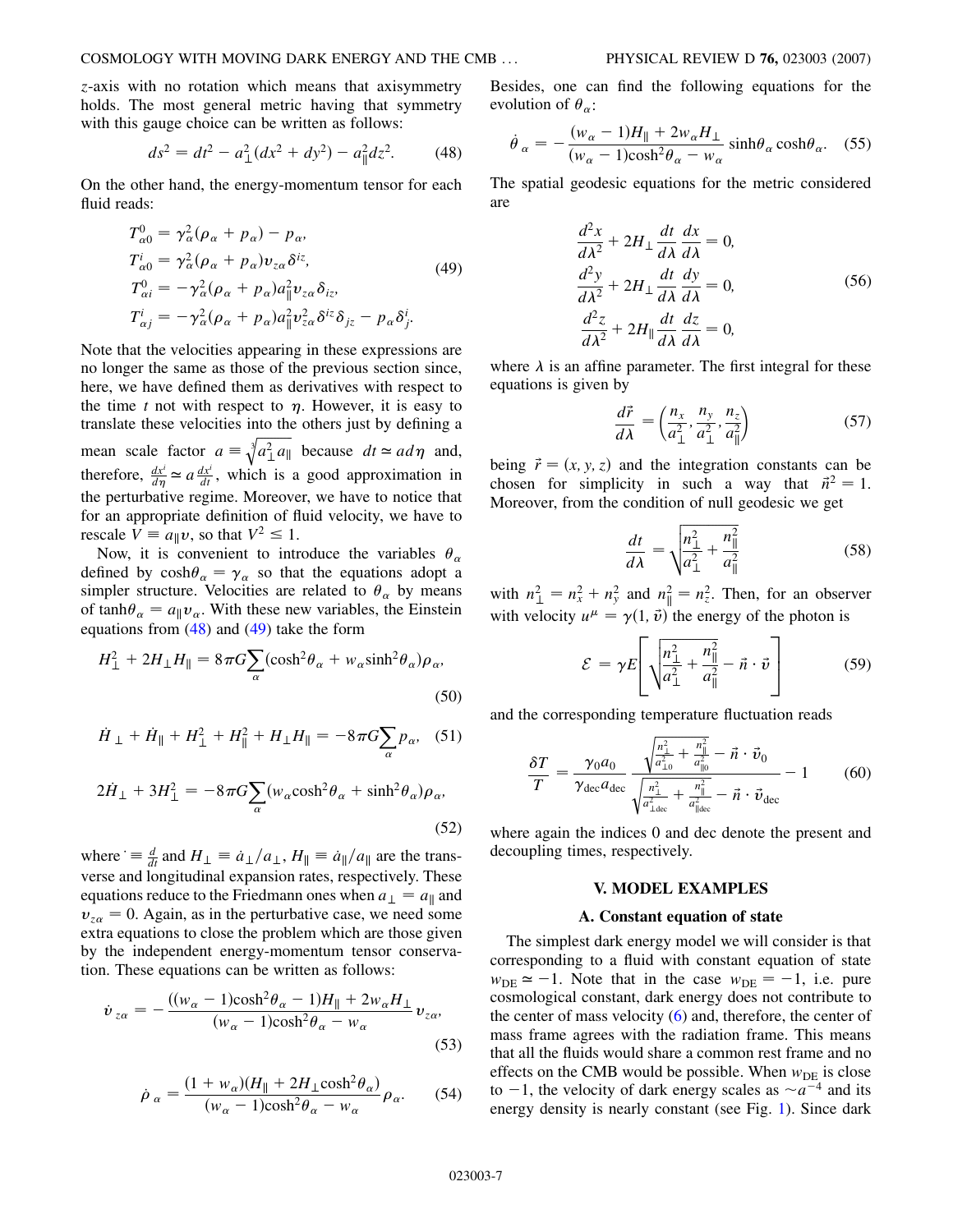$z$-axis with no rotation which means that axisymmetry holds. The most general metric having that symmetry with this gauge choice can be written as follows:

$$ds^2 = dt^2 - a_\perp^2(dx^2 + dy^2) - a_\parallel^2 dz^2. \tag{48}$$

On the other hand, the energy-momentum tensor for each fluid reads:

$$\begin{aligned}
T^0_{\alpha 0} &= \gamma_\alpha^2(\rho_\alpha + p_\alpha) - p_\alpha,\\
T^i_{\alpha 0} &= \gamma_\alpha^2(\rho_\alpha + p_\alpha) v_{z\alpha}\delta^{iz},\\
T^0_{\alpha i} &= -\gamma_\alpha^2(\rho_\alpha + p_\alpha) a_\parallel^2 v_{z\alpha}\delta_{iz},\\
T^i_{\alpha j} &= -\gamma_\alpha^2(\rho_\alpha + p_\alpha) a_\parallel^2 v_{z\alpha}^2 \delta^{iz}\delta_{jz} - p_\alpha \delta^i_j.
\end{aligned} \tag{49}$$

Note that the velocities appearing in these expressions are no longer the same as those of the previous section since, here, we have defined them as derivatives with respect to the time $t$ not with respect to $\eta$. However, it is easy to translate these velocities into the others just by defining a mean scale factor $a \equiv \sqrt[3]{a_\perp^2 a_\parallel}$ because $dt \simeq a d\eta$ and, therefore, $\frac{dx^i}{d\eta} \simeq a \frac{dx^i}{dt}$, which is a good approximation in the perturbative regime. Moreover, we have to notice that for an appropriate definition of fluid velocity, we have to rescale $V \equiv a_\parallel v$, so that $V^2 \leq 1$.

Now, it is convenient to introduce the variables $\theta_\alpha$ defined by $\cosh\theta_\alpha = \gamma_\alpha$ so that the equations adopt a simpler structure. Velocities are related to $\theta_\alpha$ by means of $\tanh\theta_\alpha = a_\parallel v_\alpha$. With these new variables, the Einstein equations from (48) and (49) take the form

$$H_\perp^2 + 2H_\perp H_\parallel = 8\pi G \sum_\alpha (\cosh^2\theta_\alpha + w_\alpha \sinh^2\theta_\alpha)\rho_\alpha, \tag{50}$$

$$\dot{H}_\perp + \dot{H}_\parallel + H_\perp^2 + H_\parallel^2 + H_\perp H_\parallel = -8\pi G \sum_\alpha p_\alpha, \tag{51}$$

$$2\dot{H}_\perp + 3H_\perp^2 = -8\pi G \sum_\alpha (w_\alpha \cosh^2\theta_\alpha + \sinh^2\theta_\alpha)\rho_\alpha, \tag{52}$$

where $\dot{} \equiv \frac{d}{dt}$ and $H_\perp \equiv \dot{a}_\perp/a_\perp$, $H_\parallel \equiv \dot{a}_\parallel/a_\parallel$ are the transverse and longitudinal expansion rates, respectively. These equations reduce to the Friedmann ones when $a_\perp = a_\parallel$ and $v_{z\alpha} = 0$. Again, as in the perturbative case, we need some extra equations to close the problem which are those given by the independent energy-momentum tensor conservation. These equations can be written as follows:

$$\dot{v}_{z\alpha} = -\frac{((w_\alpha - 1)\cosh^2\theta_\alpha - 1)H_\parallel + 2w_\alpha H_\perp}{(w_\alpha - 1)\cosh^2\theta_\alpha - w_\alpha} v_{z\alpha}, \tag{53}$$

$$\dot{\rho}_\alpha = \frac{(1 + w_\alpha)(H_\parallel + 2H_\perp \cosh^2\theta_\alpha)}{(w_\alpha - 1)\cosh^2\theta_\alpha - w_\alpha}\rho_\alpha. \tag{54}$$

Besides, one can find the following equations for the evolution of $\theta_\alpha$:

$$\dot{\theta}_\alpha = -\frac{(w_\alpha - 1)H_\parallel + 2w_\alpha H_\perp}{(w_\alpha - 1)\cosh^2\theta_\alpha - w_\alpha}\sinh\theta_\alpha \cosh\theta_\alpha. \tag{55}$$

The spatial geodesic equations for the metric considered are

$$\begin{aligned}
\frac{d^2x}{d\lambda^2} + 2H_\perp \frac{dt}{d\lambda}\frac{dx}{d\lambda} &= 0,\\
\frac{d^2y}{d\lambda^2} + 2H_\perp \frac{dt}{d\lambda}\frac{dy}{d\lambda} &= 0,\\
\frac{d^2z}{d\lambda^2} + 2H_\parallel \frac{dt}{d\lambda}\frac{dz}{d\lambda} &= 0,
\end{aligned} \tag{56}$$

where $\lambda$ is an affine parameter. The first integral for these equations is given by

$$\frac{d\vec{r}}{d\lambda} = \left(\frac{n_x}{a_\perp^2}, \frac{n_y}{a_\perp^2}, \frac{n_z}{a_\parallel^2}\right) \tag{57}$$

being $\vec{r} = (x, y, z)$ and the integration constants can be chosen for simplicity in such a way that $\vec{n}^2 = 1$. Moreover, from the condition of null geodesic we get

$$\frac{dt}{d\lambda} = \sqrt{\frac{n_\perp^2}{a_\perp^2} + \frac{n_\parallel^2}{a_\parallel^2}} \tag{58}$$

with $n_\perp^2 = n_x^2 + n_y^2$ and $n_\parallel^2 = n_z^2$. Then, for an observer with velocity $u^\mu = \gamma(1, \vec{v})$ the energy of the photon is

$$\mathcal{E} = \gamma E\left[\sqrt{\frac{n_\perp^2}{a_\perp^2} + \frac{n_\parallel^2}{a_\parallel^2}} - \vec{n}\cdot\vec{v}\right] \tag{59}$$

and the corresponding temperature fluctuation reads

$$\frac{\delta T}{T} = \frac{\gamma_0 a_0}{\gamma_{\rm dec} a_{\rm dec}} \frac{\sqrt{\frac{n_\perp^2}{a_{\perp 0}^2} + \frac{n_\parallel^2}{a_{\parallel 0}^2}} - \vec{n}\cdot\vec{v}_0}{\sqrt{\frac{n_\perp^2}{a_{\perp \rm dec}^2} + \frac{n_\parallel^2}{a_{\parallel \rm dec}^2}} - \vec{n}\cdot\vec{v}_{\rm dec}} - 1 \tag{60}$$

where again the indices 0 and dec denote the present and decoupling times, respectively.

## V. MODEL EXAMPLES

### A. Constant equation of state

The simplest dark energy model we will consider is that corresponding to a fluid with constant equation of state $w_{\rm DE} \simeq -1$. Note that in the case $w_{\rm DE} = -1$, i.e. pure cosmological constant, dark energy does not contribute to the center of mass velocity (6) and, therefore, the center of mass frame agrees with the radiation frame. This means that all the fluids would share a common rest frame and no effects on the CMB would be possible. When $w_{\rm DE}$ is close to $-1$, the velocity of dark energy scales as $\sim a^{-4}$ and its energy density is nearly constant (see Fig. 1). Since dark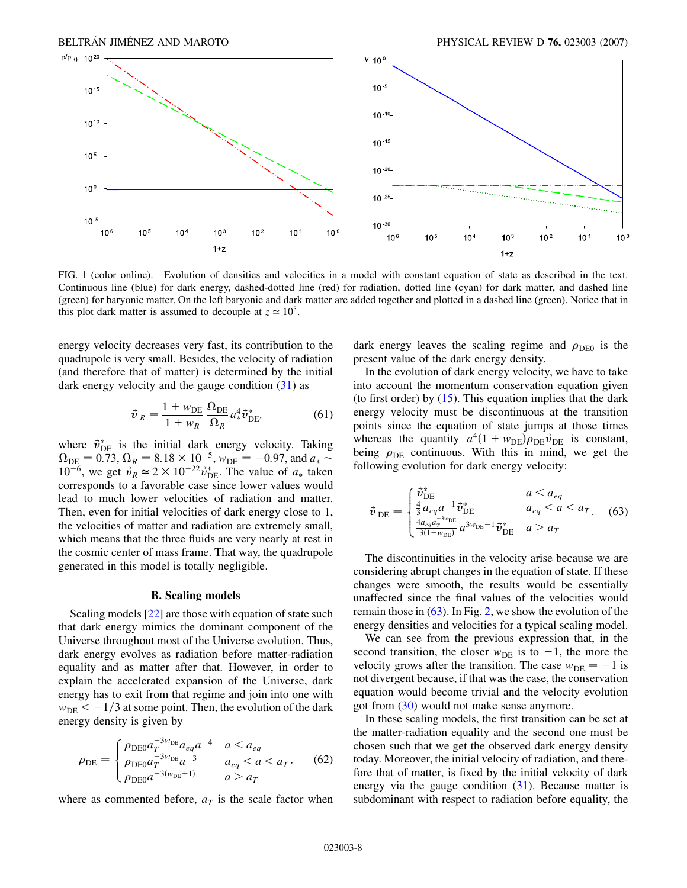ρ/ρ 0

$10^{20}$
$10^{15}$
$10^{10}$
$10^{5}$
$10^{0}$
$10^{-5}$

$10^6$ $10^5$ $10^4$ $10^3$ $10^2$ $10^1$ $10^0$

1+z

v

$10^{0}$
$10^{-5}$
$10^{-10}$
$10^{-15}$
$10^{-20}$
$10^{-25}$
$10^{-30}$

$10^6$ $10^5$ $10^4$ $10^3$ $10^2$ $10^1$ $10^0$

1+z

FIG. 1 (color online). Evolution of densities and velocities in a model with constant equation of state as described in the text. Continuous line (blue) for dark energy, dashed-dotted line (red) for radiation, dotted line (cyan) for dark matter, and dashed line (green) for baryonic matter. On the left baryonic and dark matter are added together and plotted in a dashed line (green). Notice that in this plot dark matter is assumed to decouple at $z \simeq 10^5$.

energy velocity decreases very fast, its contribution to the quadrupole is very small. Besides, the velocity of radiation (and therefore that of matter) is determined by the initial dark energy velocity and the gauge condition (31) as

$$\vec{v}_R = \frac{1 + w_{\rm DE}}{1 + w_R} \frac{\Omega_{\rm DE}}{\Omega_R} a_*^4 \vec{v}_{\rm DE}^*, \tag{61}$$

where $\vec{v}_{\rm DE}^*$ is the initial dark energy velocity. Taking $\Omega_{\rm DE} = 0.73$, $\Omega_R = 8.18 \times 10^{-5}$, $w_{\rm DE} = -0.97$, and $a_* \sim 10^{-6}$, we get $\vec{v}_R \simeq 2 \times 10^{-22} \vec{v}_{\rm DE}^*$. The value of $a_*$ taken corresponds to a favorable case since lower values would lead to much lower velocities of radiation and matter. Then, even for initial velocities of dark energy close to 1, the velocities of matter and radiation are extremely small, which means that the three fluids are very nearly at rest in the cosmic center of mass frame. That way, the quadrupole generated in this model is totally negligible.

### B. Scaling models

Scaling models [22] are those with equation of state such that dark energy mimics the dominant component of the Universe throughout most of the Universe evolution. Thus, dark energy evolves as radiation before matter-radiation equality and as matter after that. However, in order to explain the accelerated expansion of the Universe, dark energy has to exit from that regime and join into one with $w_{\rm DE} < -1/3$ at some point. Then, the evolution of the dark energy density is given by

$$\rho_{\rm DE} = \begin{cases} \rho_{\rm DE0} a_T^{-3w_{\rm DE}} a_{eq} a^{-4} & a < a_{eq} \\ \rho_{\rm DE0} a_T^{-3w_{\rm DE}} a^{-3} & a_{eq} < a < a_T, \\ \rho_{\rm DE0} a^{-3(w_{\rm DE}+1)} & a > a_T \end{cases} \tag{62}$$

where as commented before, $a_T$ is the scale factor when dark energy leaves the scaling regime and $\rho_{\rm DE0}$ is the present value of the dark energy density.

In the evolution of dark energy velocity, we have to take into account the momentum conservation equation given (to first order) by (15). This equation implies that the dark energy velocity must be discontinuous at the transition points since the equation of state jumps at those times whereas the quantity $a^4(1 + w_{\rm DE})\rho_{\rm DE}\vec{v}_{\rm DE}$ is constant, being $\rho_{\rm DE}$ continuous. With this in mind, we get the following evolution for dark energy velocity:

$$\vec{v}_{\rm DE} = \begin{cases} \vec{v}_{\rm DE}^* & a < a_{eq} \\ \frac{4}{3} a_{eq} a^{-1} \vec{v}_{\rm DE}^* & a_{eq} < a < a_T. \\ \frac{4 a_{eq} a_T^{-3w_{\rm DE}}}{3(1+w_{\rm DE})} a^{3w_{\rm DE}-1} \vec{v}_{\rm DE}^* & a > a_T \end{cases} \tag{63}$$

The discontinuities in the velocity arise because we are considering abrupt changes in the equation of state. If these changes were smooth, the results would be essentially unaffected since the final values of the velocities would remain those in (63). In Fig. 2, we show the evolution of the energy densities and velocities for a typical scaling model.

We can see from the previous expression that, in the second transition, the closer $w_{\rm DE}$ is to $-1$, the more the velocity grows after the transition. The case $w_{\rm DE} = -1$ is not divergent because, if that was the case, the conservation equation would become trivial and the velocity evolution got from (30) would not make sense anymore.

In these scaling models, the first transition can be set at the matter-radiation equality and the second one must be chosen such that we get the observed dark energy density today. Moreover, the initial velocity of radiation, and therefore that of matter, is fixed by the initial velocity of dark energy via the gauge condition (31). Because matter is subdominant with respect to radiation before equality, the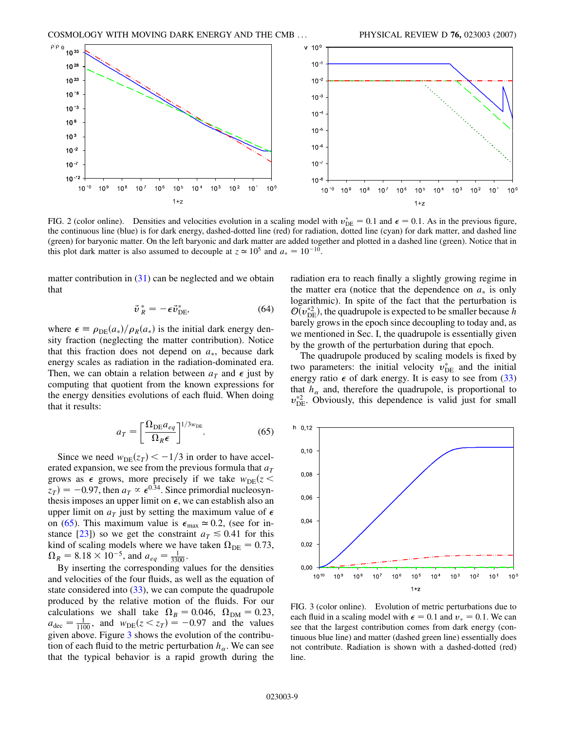ρ ρ 0

$10^{33}$
$10^{28}$
$10^{23}$
$10^{18}$
$10^{13}$
$10^{8}$
$10^{3}$
$10^{-2}$
$10^{-7}$
$10^{-12}$

$10^{10}$ $10^{9}$ $10^{8}$ $10^{7}$ $10^{6}$ $10^{5}$ $10^{4}$ $10^{3}$ $10^{2}$ $10^{1}$ $10^{0}$

1+z

v
$10^{0}$
$10^{-1}$
$10^{-2}$
$10^{-3}$
$10^{-4}$
$10^{-5}$
$10^{-6}$
$10^{-7}$
$10^{-8}$

$10^{10}$ $10^{9}$ $10^{8}$ $10^{7}$ $10^{6}$ $10^{5}$ $10^{4}$ $10^{3}$ $10^{2}$ $10^{1}$ $10^{0}$

1+z

FIG. 2 (color online). Densities and velocities evolution in a scaling model with $v_{\rm DE}^* = 0.1$ and $\epsilon = 0.1$. As in the previous figure, the continuous line (blue) is for dark energy, dashed-dotted line (red) for radiation, dotted line (cyan) for dark matter, and dashed line (green) for baryonic matter. On the left baryonic and dark matter are added together and plotted in a dashed line (green). Notice that in this plot dark matter is also assumed to decouple at $z \simeq 10^5$ and $a_* = 10^{-10}$.

matter contribution in (31) can be neglected and we obtain that

$$\vec{v}_R^* = -\epsilon \vec{v}_{\rm DE}^*, \tag{64}$$

where $\epsilon \equiv \rho_{\rm DE}(a_*)/\rho_R(a_*)$ is the initial dark energy density fraction (neglecting the matter contribution). Notice that this fraction does not depend on $a_*$, because dark energy scales as radiation in the radiation-dominated era. Then, we can obtain a relation between $a_T$ and $\epsilon$ just by computing that quotient from the known expressions for the energy densities evolutions of each fluid. When doing that it results:

$$a_T = \left[\frac{\Omega_{\rm DE} a_{eq}}{\Omega_R \epsilon}\right]^{1/3w_{\rm DE}}. \tag{65}$$

Since we need $w_{\rm DE}(z_T) < -1/3$ in order to have accelerated expansion, we see from the previous formula that $a_T$ grows as $\epsilon$ grows, more precisely if we take $w_{\rm DE}(z < z_T) = -0.97$, then $a_T \propto \epsilon^{0.34}$. Since primordial nucleosynthesis imposes an upper limit on $\epsilon$, we can establish also an upper limit on $a_T$ just by setting the maximum value of $\epsilon$ on (65). This maximum value is $\epsilon_{\rm max} \simeq 0.2$, (see for instance [23]) so we get the constraint $a_T \lesssim 0.41$ for this kind of scaling models where we have taken $\Omega_{\rm DE} = 0.73$, $\Omega_R = 8.18 \times 10^{-5}$, and $a_{eq} = \frac{1}{3300}$.

By inserting the corresponding values for the densities and velocities of the four fluids, as well as the equation of state considered into (33), we can compute the quadrupole produced by the relative motion of the fluids. For our calculations we shall take $\Omega_B = 0.046$, $\Omega_{\rm DM} = 0.23$, $a_{\rm dec} = \frac{1}{1100}$, and $w_{\rm DE}(z < z_T) = -0.97$ and the values given above. Figure 3 shows the evolution of the contribution of each fluid to the metric perturbation $h_\alpha$. We can see that the typical behavior is a rapid growth during the radiation era to reach finally a slightly growing regime in the matter era (notice that the dependence on $a_*$ is only logarithmic). In spite of the fact that the perturbation is $\mathcal{O}(v_{\rm DE}^{*2})$, the quadrupole is expected to be smaller because $h$ barely grows in the epoch since decoupling to today and, as we mentioned in Sec. I, the quadrupole is essentially given by the growth of the perturbation during that epoch.

The quadrupole produced by scaling models is fixed by two parameters: the initial velocity $v_{\rm DE}^*$ and the initial energy ratio $\epsilon$ of dark energy. It is easy to see from (33) that $h_\alpha$ and, therefore the quadrupole, is proportional to $v_{\rm DE}^{*2}$. Obviously, this dependence is valid just for small

h
0,12
0,10
0,08
0,06
0,04
0,02
0,00

$10^{10}$ $10^{9}$ $10^{8}$ $10^{7}$ $10^{6}$ $10^{5}$ $10^{4}$ $10^{3}$ $10^{2}$ $10^{1}$ $10^{0}$

1+z

FIG. 3 (color online). Evolution of metric perturbations due to each fluid in a scaling model with $\epsilon = 0.1$ and $v_* = 0.1$. We can see that the largest contribution comes from dark energy (continuous blue line) and matter (dashed green line) essentially does not contribute. Radiation is shown with a dashed-dotted (red) line.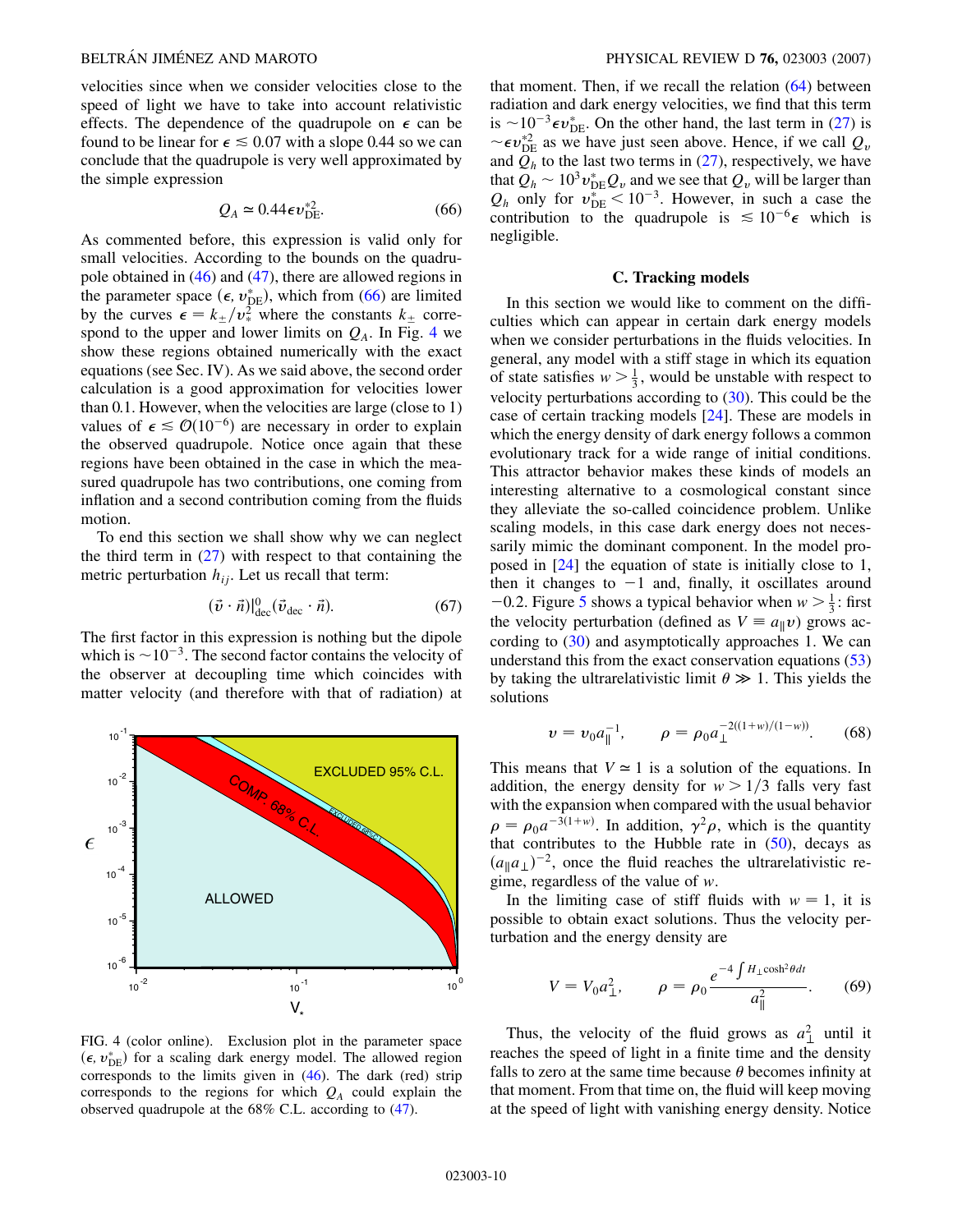velocities since when we consider velocities close to the speed of light we have to take into account relativistic effects. The dependence of the quadrupole on $\epsilon$ can be found to be linear for $\epsilon \lesssim 0.07$ with a slope 0.44 so we can conclude that the quadrupole is very well approximated by the simple expression

$$Q_A \simeq 0.44\epsilon v_{\rm DE}^{*2}. \tag{66}$$

As commented before, this expression is valid only for small velocities. According to the bounds on the quadrupole obtained in (46) and (47), there are allowed regions in the parameter space $(\epsilon, v_{\rm DE}^*)$, which from (66) are limited by the curves $\epsilon = k_\pm/v_*^2$ where the constants $k_\pm$ correspond to the upper and lower limits on $Q_A$. In Fig. 4 we show these regions obtained numerically with the exact equations (see Sec. IV). As we said above, the second order calculation is a good approximation for velocities lower than 0.1. However, when the velocities are large (close to 1) values of $\epsilon \lesssim \mathcal{O}(10^{-6})$ are necessary in order to explain the observed quadrupole. Notice once again that these regions have been obtained in the case in which the measured quadrupole has two contributions, one coming from inflation and a second contribution coming from the fluids motion.

To end this section we shall show why we can neglect the third term in (27) with respect to that containing the metric perturbation $h_{ij}$. Let us recall that term:

$$(\vec{v} \cdot \vec{n})|_{\rm dec}^0 (\vec{v}_{\rm dec} \cdot \vec{n}). \tag{67}$$

The first factor in this expression is nothing but the dipole which is $\sim 10^{-3}$. The second factor contains the velocity of the observer at decoupling time which coincides with matter velocity (and therefore with that of radiation) at

10^-1
10^-2
10^-3
10^-4
10^-5
10^-6
$\epsilon$
10^-2
10^-1
10^0
V*
EXCLUDED 95% C.L.
COMP. 68% C.L.
EXCLUDED 68% C.L.
ALLOWED

FIG. 4 (color online). Exclusion plot in the parameter space $(\epsilon, v_{\rm DE}^*)$ for a scaling dark energy model. The allowed region corresponds to the limits given in (46). The dark (red) strip corresponds to the regions for which $Q_A$ could explain the observed quadrupole at the 68% C.L. according to (47).

that moment. Then, if we recall the relation (64) between radiation and dark energy velocities, we find that this term is $\sim 10^{-3}\epsilon v_{\rm DE}^*$. On the other hand, the last term in (27) is $\sim \epsilon v_{\rm DE}^{*2}$ as we have just seen above. Hence, if we call $Q_v$ and $Q_h$ to the last two terms in (27), respectively, we have that $Q_h \sim 10^3 v_{\rm DE}^* Q_v$ and we see that $Q_v$ will be larger than $Q_h$ only for $v_{\rm DE}^* < 10^{-3}$. However, in such a case the contribution to the quadrupole is $\lesssim 10^{-6}\epsilon$ which is negligible.

### C. Tracking models

In this section we would like to comment on the difficulties which can appear in certain dark energy models when we consider perturbations in the fluids velocities. In general, any model with a stiff stage in which its equation of state satisfies $w > \frac{1}{3}$, would be unstable with respect to velocity perturbations according to (30). This could be the case of certain tracking models [24]. These are models in which the energy density of dark energy follows a common evolutionary track for a wide range of initial conditions. This attractor behavior makes these kinds of models an interesting alternative to a cosmological constant since they alleviate the so-called coincidence problem. Unlike scaling models, in this case dark energy does not necessarily mimic the dominant component. In the model proposed in [24] the equation of state is initially close to 1, then it changes to $-1$ and, finally, it oscillates around $-0.2$. Figure 5 shows a typical behavior when $w > \frac{1}{3}$: first the velocity perturbation (defined as $V \equiv a_\parallel v$) grows according to (30) and asymptotically approaches 1. We can understand this from the exact conservation equations (53) by taking the ultrarelativistic limit $\theta \gg 1$. This yields the solutions

$$v = v_0 a_\parallel^{-1}, \qquad \rho = \rho_0 a_\perp^{-2((1+w)/(1-w))}. \tag{68}$$

This means that $V \simeq 1$ is a solution of the equations. In addition, the energy density for $w > 1/3$ falls very fast with the expansion when compared with the usual behavior $\rho = \rho_0 a^{-3(1+w)}$. In addition, $\gamma^2\rho$, which is the quantity that contributes to the Hubble rate in (50), decays as $(a_\parallel a_\perp)^{-2}$, once the fluid reaches the ultrarelativistic regime, regardless of the value of $w$.

In the limiting case of stiff fluids with $w = 1$, it is possible to obtain exact solutions. Thus the velocity perturbation and the energy density are

$$V = V_0 a_\perp^2, \qquad \rho = \rho_0 \frac{e^{-4\int H_\perp \cosh^2\theta dt}}{a_\parallel^2}. \tag{69}$$

Thus, the velocity of the fluid grows as $a_\perp^2$ until it reaches the speed of light in a finite time and the density falls to zero at the same time because $\theta$ becomes infinity at that moment. From that time on, the fluid will keep moving at the speed of light with vanishing energy density. Notice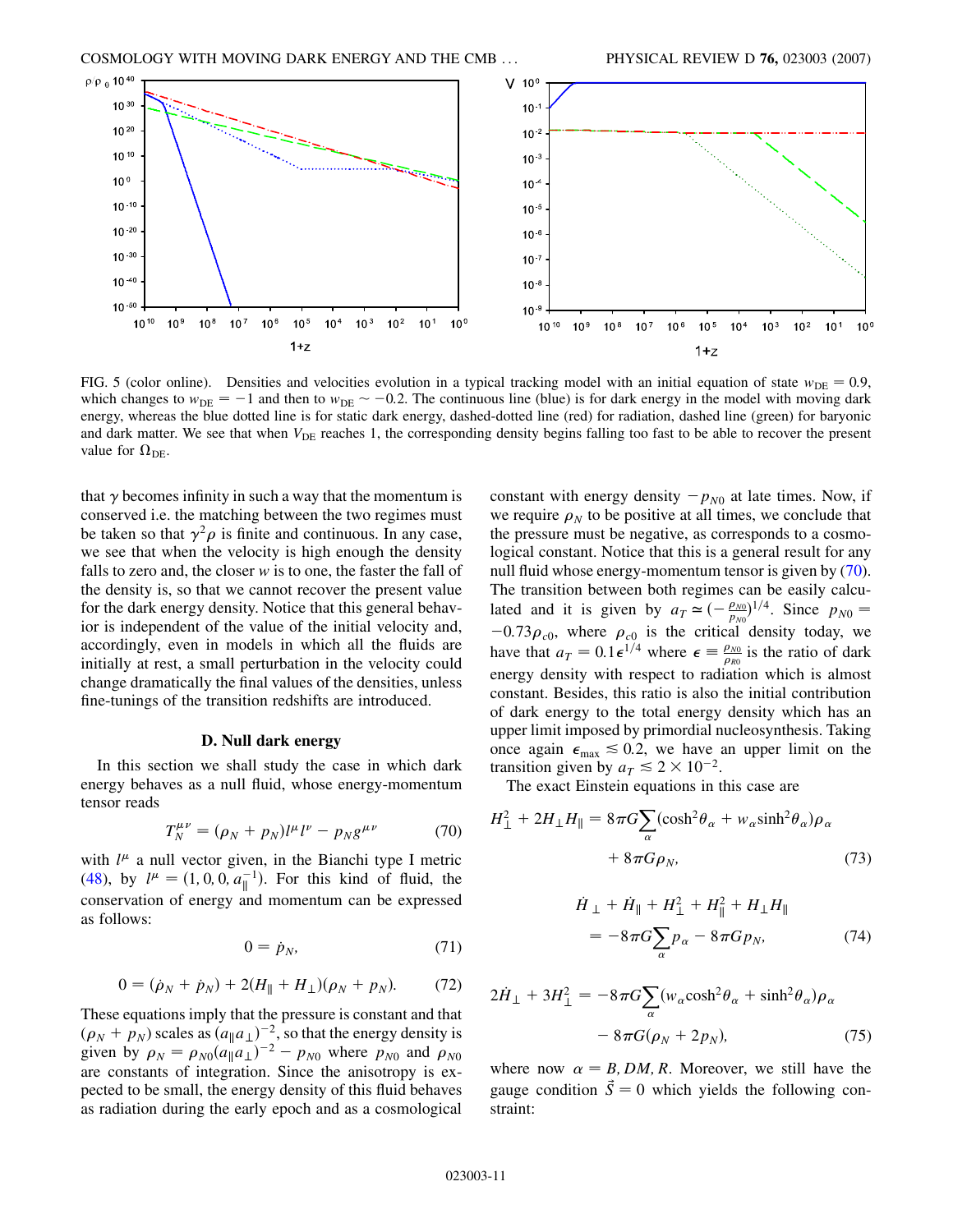ρ/ρ 0 10^40

10^30

10^20

10^10

10^0

10^-10

10^-20

10^-30

10^-40

10^-50

10^10 10^9 10^8 10^7 10^6 10^5 10^4 10^3 10^2 10^1 10^0

1+z

V 10^0

10^-1

10^-2

10^-3

10^-4

10^-5

10^-6

10^-7

10^-8

10^-9

10^10 10^9 10^8 10^7 10^6 10^5 10^4 10^3 10^2 10^1 10^0

1+z

FIG. 5 (color online). Densities and velocities evolution in a typical tracking model with an initial equation of state $w_{\rm DE} = 0.9$, which changes to $w_{\rm DE} = -1$ and then to $w_{\rm DE} \sim -0.2$. The continuous line (blue) is for dark energy in the model with moving dark energy, whereas the blue dotted line is for static dark energy, dashed-dotted line (red) for radiation, dashed line (green) for baryonic and dark matter. We see that when $V_{\rm DE}$ reaches 1, the corresponding density begins falling too fast to be able to recover the present value for $\Omega_{\rm DE}$.

that $\gamma$ becomes infinity in such a way that the momentum is conserved i.e. the matching between the two regimes must be taken so that $\gamma^2\rho$ is finite and continuous. In any case, we see that when the velocity is high enough the density falls to zero and, the closer $w$ is to one, the faster the fall of the density is, so that we cannot recover the present value for the dark energy density. Notice that this general behavior is independent of the value of the initial velocity and, accordingly, even in models in which all the fluids are initially at rest, a small perturbation in the velocity could change dramatically the final values of the densities, unless fine-tunings of the transition redshifts are introduced.

### D. Null dark energy

In this section we shall study the case in which dark energy behaves as a null fluid, whose energy-momentum tensor reads

$$T_N^{\mu\nu} = (\rho_N + p_N) l^\mu l^\nu - p_N g^{\mu\nu} \tag{70}$$

with $l^\mu$ a null vector given, in the Bianchi type I metric (48), by $l^\mu = (1, 0, 0, a_\parallel^{-1})$. For this kind of fluid, the conservation of energy and momentum can be expressed as follows:

$$0 = \dot{p}_N, \tag{71}$$

$$0 = (\dot{\rho}_N + \dot{p}_N) + 2(H_\parallel + H_\perp)(\rho_N + p_N). \tag{72}$$

These equations imply that the pressure is constant and that $(\rho_N + p_N)$ scales as $(a_\parallel a_\perp)^{-2}$, so that the energy density is given by $\rho_N = \rho_{N0}(a_\parallel a_\perp)^{-2} - p_{N0}$ where $p_{N0}$ and $\rho_{N0}$ are constants of integration. Since the anisotropy is expected to be small, the energy density of this fluid behaves as radiation during the early epoch and as a cosmological constant with energy density $-p_{N0}$ at late times. Now, if we require $\rho_N$ to be positive at all times, we conclude that the pressure must be negative, as corresponds to a cosmological constant. Notice that this is a general result for any null fluid whose energy-momentum tensor is given by (70). The transition between both regimes can be easily calculated and it is given by $a_T \simeq (-\frac{\rho_{N0}}{p_{N0}})^{1/4}$. Since $p_{N0} = -0.73\rho_{c0}$, where $\rho_{c0}$ is the critical density today, we have that $a_T = 0.1\epsilon^{1/4}$ where $\epsilon \equiv \frac{\rho_{N0}}{\rho_{R0}}$ is the ratio of dark energy density with respect to radiation which is almost constant. Besides, this ratio is also the initial contribution of dark energy to the total energy density which has an upper limit imposed by primordial nucleosynthesis. Taking once again $\epsilon_{\max} \lesssim 0.2$, we have an upper limit on the transition given by $a_T \lesssim 2 \times 10^{-2}$.

The exact Einstein equations in this case are

$$H_\perp^2 + 2H_\perp H_\parallel = 8\pi G \sum_\alpha (\cosh^2\theta_\alpha + w_\alpha \sinh^2\theta_\alpha)\rho_\alpha + 8\pi G\rho_N, \tag{73}$$

$$\dot{H}_\perp + \dot{H}_\parallel + H_\perp^2 + H_\parallel^2 + H_\perp H_\parallel = -8\pi G \sum_\alpha p_\alpha - 8\pi G p_N, \tag{74}$$

$$2\dot{H}_\perp + 3H_\perp^2 = -8\pi G \sum_\alpha (w_\alpha \cosh^2\theta_\alpha + \sinh^2\theta_\alpha)\rho_\alpha - 8\pi G(\rho_N + 2p_N), \tag{75}$$

where now $\alpha = B, DM, R$. Moreover, we still have the gauge condition $\vec{S} = 0$ which yields the following constraint: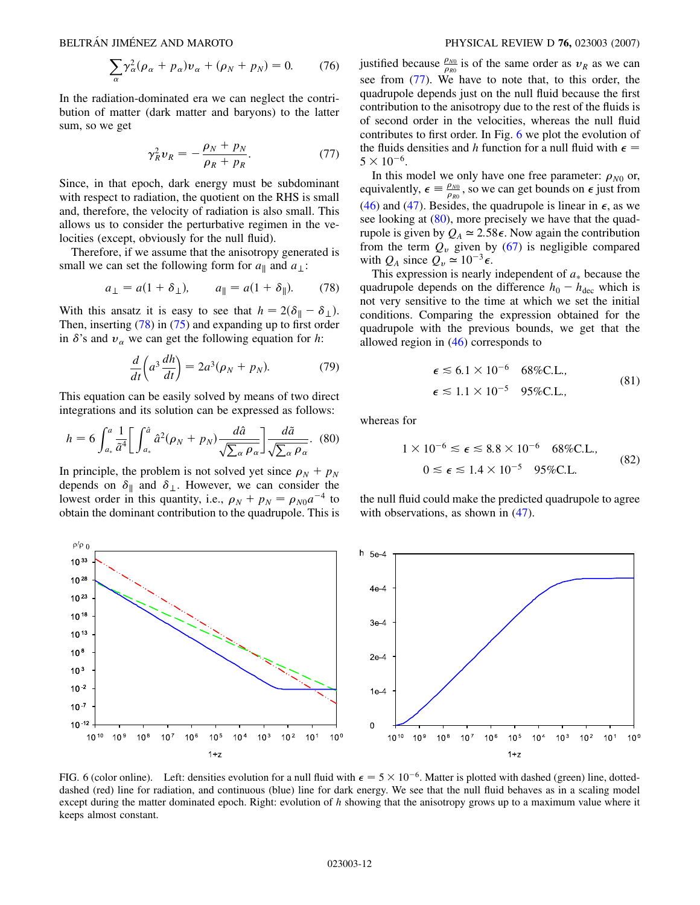$$\sum_{\alpha} \gamma_{\alpha}^2 (\rho_{\alpha} + p_{\alpha}) v_{\alpha} + (\rho_N + p_N) = 0. \tag{76}$$

In the radiation-dominated era we can neglect the contribution of matter (dark matter and baryons) to the latter sum, so we get

$$\gamma_R^2 v_R = -\frac{\rho_N + p_N}{\rho_R + p_R}. \tag{77}$$

Since, in that epoch, dark energy must be subdominant with respect to radiation, the quotient on the RHS is small and, therefore, the velocity of radiation is also small. This allows us to consider the perturbative regimen in the velocities (except, obviously for the null fluid).

Therefore, if we assume that the anisotropy generated is small we can set the following form for $a_{\parallel}$ and $a_{\perp}$:

$$a_{\perp} = a(1 + \delta_{\perp}), \qquad a_{\parallel} = a(1 + \delta_{\parallel}). \tag{78}$$

With this ansatz it is easy to see that $h = 2(\delta_{\parallel} - \delta_{\perp})$. Then, inserting (78) in (75) and expanding up to first order in $\delta$'s and $v_{\alpha}$ we can get the following equation for $h$:

$$\frac{d}{dt}\left(a^3 \frac{dh}{dt}\right) = 2a^3(\rho_N + p_N). \tag{79}$$

This equation can be easily solved by means of two direct integrations and its solution can be expressed as follows:

$$h = 6 \int_{a_*}^{a} \frac{1}{\tilde{a}^4} \left[ \int_{a_*}^{\hat{a}} \hat{a}^2 (\rho_N + p_N) \frac{d\hat{a}}{\sqrt{\sum_{\alpha} \rho_{\alpha}}} \right] \frac{d\tilde{a}}{\sqrt{\sum_{\alpha} \rho_{\alpha}}}. \tag{80}$$

In principle, the problem is not solved yet since $\rho_N + p_N$ depends on $\delta_{\parallel}$ and $\delta_{\perp}$. However, we can consider the lowest order in this quantity, i.e., $\rho_N + p_N = \rho_{N0} a^{-4}$ to obtain the dominant contribution to the quadrupole. This is justified because $\frac{\rho_{N0}}{\rho_{R0}}$ is of the same order as $v_R$ as we can see from (77). We have to note that, to this order, the quadrupole depends just on the null fluid because the first contribution to the anisotropy due to the rest of the fluids is of second order in the velocities, whereas the null fluid contributes to first order. In Fig. 6 we plot the evolution of the fluids densities and $h$ function for a null fluid with $\epsilon = 5 \times 10^{-6}$.

In this model we only have one free parameter: $\rho_{N0}$ or, equivalently, $\epsilon \equiv \frac{\rho_{N0}}{\rho_{R0}}$, so we can get bounds on $\epsilon$ just from (46) and (47). Besides, the quadrupole is linear in $\epsilon$, as we see looking at (80), more precisely we have that the quadrupole is given by $Q_A \simeq 2.58\epsilon$. Now again the contribution from the term $Q_v$ given by (67) is negligible compared with $Q_A$ since $Q_v \simeq 10^{-3}\epsilon$.

This expression is nearly independent of $a_*$ because the quadrupole depends on the difference $h_0 - h_{\rm dec}$ which is not very sensitive to the time at which we set the initial conditions. Comparing the expression obtained for the quadrupole with the previous bounds, we get that the allowed region in (46) corresponds to

$$\begin{aligned} \epsilon &\lesssim 6.1 \times 10^{-6} \quad 68\%\text{C.L.}, \\ \epsilon &\lesssim 1.1 \times 10^{-5} \quad 95\%\text{C.L.}, \end{aligned} \tag{81}$$

whereas for

$$\begin{aligned} 1 \times 10^{-6} \lesssim \epsilon &\lesssim 8.8 \times 10^{-6} \quad 68\%\text{C.L.}, \\ 0 \lesssim \epsilon &\lesssim 1.4 \times 10^{-5} \quad 95\%\text{C.L.} \end{aligned} \tag{82}$$

the null fluid could make the predicted quadrupole to agree with observations, as shown in (47).

ρ/ρ 0
10 33
10 28
10 23
10 18
10 13
10 8
10 3
10 -2
10 -7
10 -12
10 10 10 9 10 8 10 7 10 6 10 5 10 4 10 3 10 2 10 1 10 0
1+z

h
5e-4
4e-4
3e-4
2e-4
1e-4
0
10 10 10 9 10 8 10 7 10 6 10 5 10 4 10 3 10 2 10 1 10 0
1+z

FIG. 6 (color online). Left: densities evolution for a null fluid with $\epsilon = 5 \times 10^{-6}$. Matter is plotted with dashed (green) line, dotted-dashed (red) line for radiation, and continuous (blue) line for dark energy. We see that the null fluid behaves as in a scaling model except during the matter dominated epoch. Right: evolution of $h$ showing that the anisotropy grows up to a maximum value where it keeps almost constant.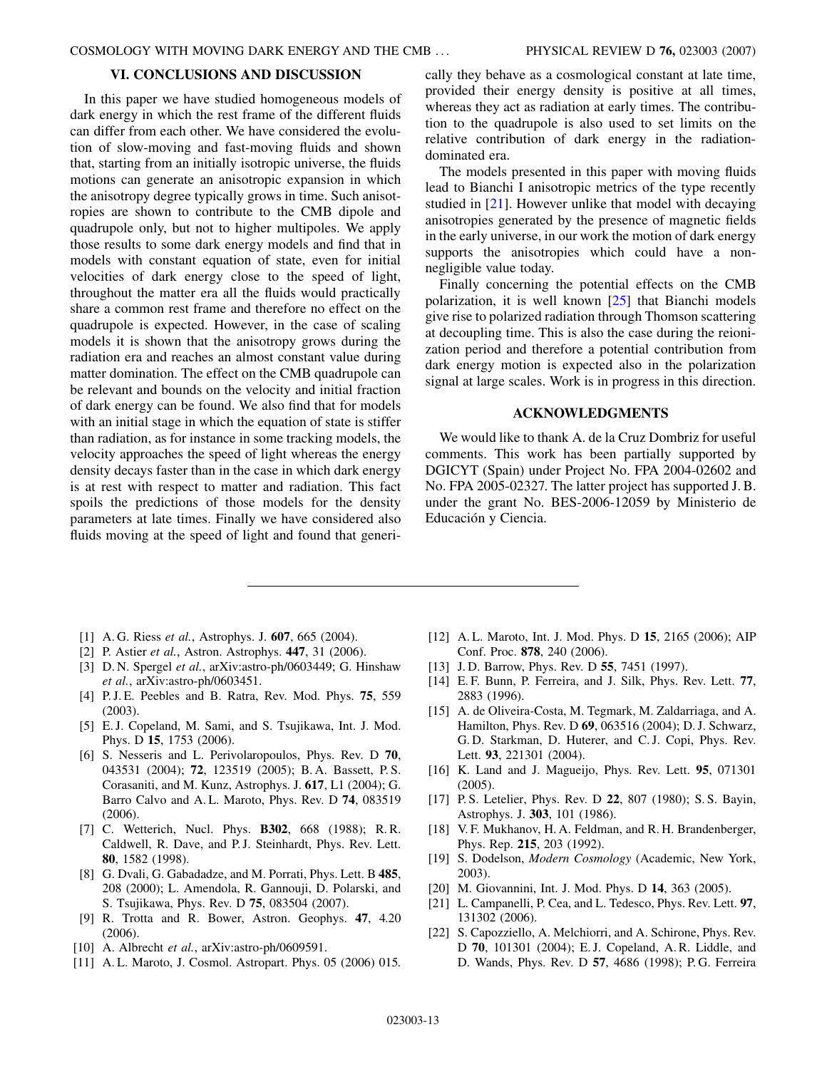## VI. CONCLUSIONS AND DISCUSSION

In this paper we have studied homogeneous models of dark energy in which the rest frame of the different fluids can differ from each other. We have considered the evolution of slow-moving and fast-moving fluids and shown that, starting from an initially isotropic universe, the fluids motions can generate an anisotropic expansion in which the anisotropy degree typically grows in time. Such anisotropies are shown to contribute to the CMB dipole and quadrupole only, but not to higher multipoles. We apply those results to some dark energy models and find that in models with constant equation of state, even for initial velocities of dark energy close to the speed of light, throughout the matter era all the fluids would practically share a common rest frame and therefore no effect on the quadrupole is expected. However, in the case of scaling models it is shown that the anisotropy grows during the radiation era and reaches an almost constant value during matter domination. The effect on the CMB quadrupole can be relevant and bounds on the velocity and initial fraction of dark energy can be found. We also find that for models with an initial stage in which the equation of state is stiffer than radiation, as for instance in some tracking models, the velocity approaches the speed of light whereas the energy density decays faster than in the case in which dark energy is at rest with respect to matter and radiation. This fact spoils the predictions of those models for the density parameters at late times. Finally we have considered also fluids moving at the speed of light and found that generically they behave as a cosmological constant at late time, provided their energy density is positive at all times, whereas they act as radiation at early times. The contribution to the quadrupole is also used to set limits on the relative contribution of dark energy in the radiation-dominated era.

The models presented in this paper with moving fluids lead to Bianchi I anisotropic metrics of the type recently studied in [21]. However unlike that model with decaying anisotropies generated by the presence of magnetic fields in the early universe, in our work the motion of dark energy supports the anisotropies which could have a non-negligible value today.

Finally concerning the potential effects on the CMB polarization, it is well known [25] that Bianchi models give rise to polarized radiation through Thomson scattering at decoupling time. This is also the case during the reionization period and therefore a potential contribution from dark energy motion is expected also in the polarization signal at large scales. Work is in progress in this direction.

## ACKNOWLEDGMENTS

We would like to thank A. de la Cruz Dombriz for useful comments. This work has been partially supported by DGICYT (Spain) under Project No. FPA 2004-02602 and No. FPA 2005-02327. The latter project has supported J. B. under the grant No. BES-2006-12059 by Ministerio de Educación y Ciencia.

---

[1] A. G. Riess *et al.*, Astrophys. J. **607**, 665 (2004).
[2] P. Astier *et al.*, Astron. Astrophys. **447**, 31 (2006).
[3] D. N. Spergel *et al.*, arXiv:astro-ph/0603449; G. Hinshaw *et al.*, arXiv:astro-ph/0603451.
[4] P. J. E. Peebles and B. Ratra, Rev. Mod. Phys. **75**, 559 (2003).
[5] E. J. Copeland, M. Sami, and S. Tsujikawa, Int. J. Mod. Phys. D **15**, 1753 (2006).
[6] S. Nesseris and L. Perivolaropoulos, Phys. Rev. D **70**, 043531 (2004); **72**, 123519 (2005); B. A. Bassett, P. S. Corasaniti, and M. Kunz, Astrophys. J. **617**, L1 (2004); G. Barro Calvo and A. L. Maroto, Phys. Rev. D **74**, 083519 (2006).
[7] C. Wetterich, Nucl. Phys. **B302**, 668 (1988); R. R. Caldwell, R. Dave, and P. J. Steinhardt, Phys. Rev. Lett. **80**, 1582 (1998).
[8] G. Dvali, G. Gabadadze, and M. Porrati, Phys. Lett. B **485**, 208 (2000); L. Amendola, R. Gannouji, D. Polarski, and S. Tsujikawa, Phys. Rev. D **75**, 083504 (2007).
[9] R. Trotta and R. Bower, Astron. Geophys. **47**, 4.20 (2006).
[10] A. Albrecht *et al.*, arXiv:astro-ph/0609591.
[11] A. L. Maroto, J. Cosmol. Astropart. Phys. 05 (2006) 015.
[12] A. L. Maroto, Int. J. Mod. Phys. D **15**, 2165 (2006); AIP Conf. Proc. **878**, 240 (2006).
[13] J. D. Barrow, Phys. Rev. D **55**, 7451 (1997).
[14] E. F. Bunn, P. Ferreira, and J. Silk, Phys. Rev. Lett. **77**, 2883 (1996).
[15] A. de Oliveira-Costa, M. Tegmark, M. Zaldarriaga, and A. Hamilton, Phys. Rev. D **69**, 063516 (2004); D. J. Schwarz, G. D. Starkman, D. Huterer, and C. J. Copi, Phys. Rev. Lett. **93**, 221301 (2004).
[16] K. Land and J. Magueijo, Phys. Rev. Lett. **95**, 071301 (2005).
[17] P. S. Letelier, Phys. Rev. D **22**, 807 (1980); S. S. Bayin, Astrophys. J. **303**, 101 (1986).
[18] V. F. Mukhanov, H. A. Feldman, and R. H. Brandenberger, Phys. Rep. **215**, 203 (1992).
[19] S. Dodelson, *Modern Cosmology* (Academic, New York, 2003).
[20] M. Giovannini, Int. J. Mod. Phys. D **14**, 363 (2005).
[21] L. Campanelli, P. Cea, and L. Tedesco, Phys. Rev. Lett. **97**, 131302 (2006).
[22] S. Capozziello, A. Melchiorri, and A. Schirone, Phys. Rev. D **70**, 101301 (2004); E. J. Copeland, A. R. Liddle, and D. Wands, Phys. Rev. D **57**, 4686 (1998); P. G. Ferreira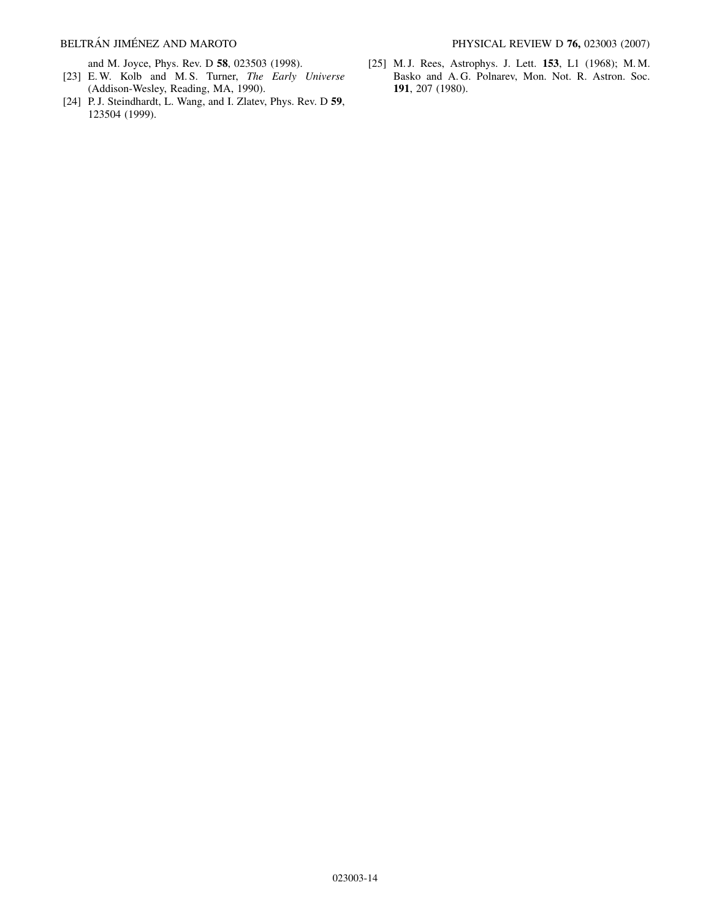and M. Joyce, Phys. Rev. D **58**, 023503 (1998).

[23] E. W. Kolb and M. S. Turner, *The Early Universe* (Addison-Wesley, Reading, MA, 1990).

[24] P. J. Steindhardt, L. Wang, and I. Zlatev, Phys. Rev. D **59**, 123504 (1999).

[25] M. J. Rees, Astrophys. J. Lett. **153**, L1 (1968); M. M. Basko and A. G. Polnarev, Mon. Not. R. Astron. Soc. **191**, 207 (1980).